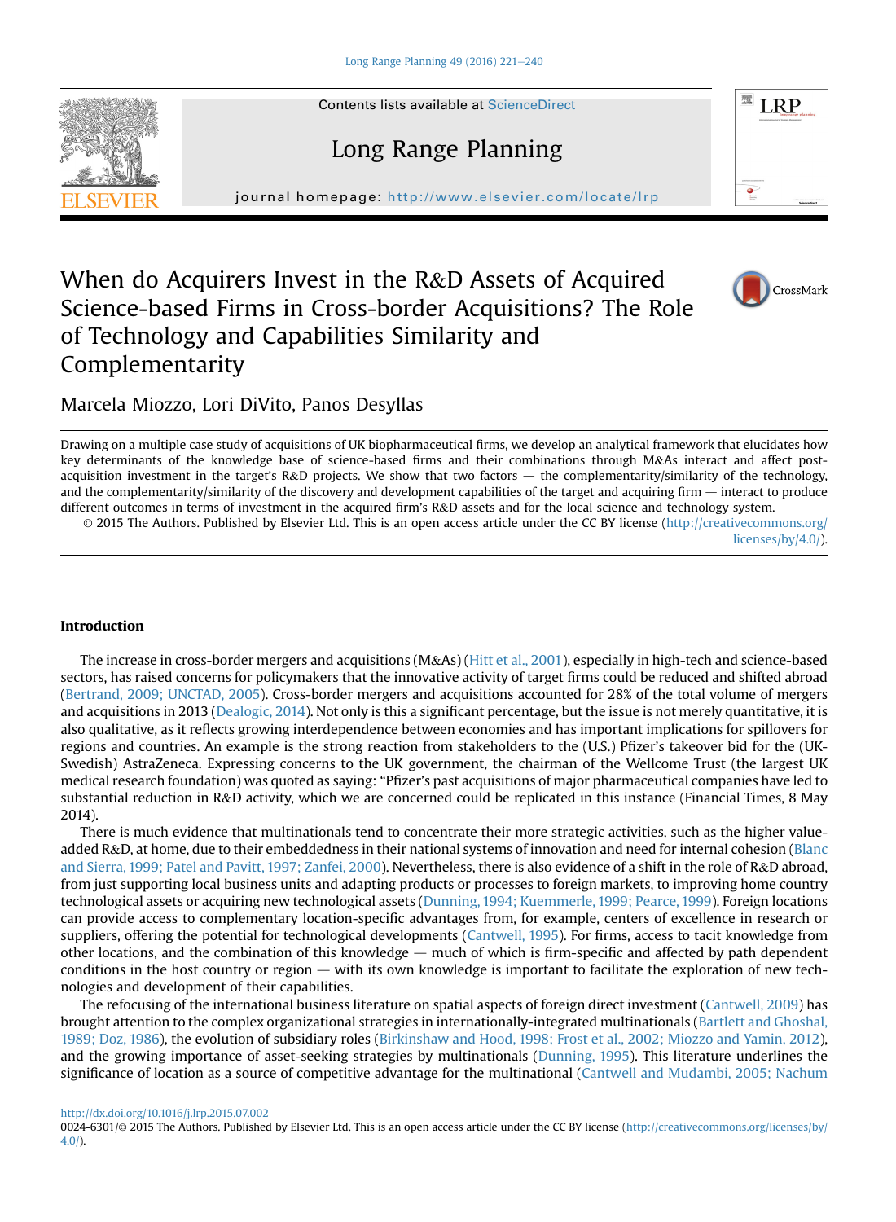# When do Acquirers Invest in the R&D Assets of Acquired Science-based Firms in Cross-border Acquisitions? The Role of Technology and Capabilities Similarity and Complementarity

Marcela Miozzo, Lori DiVito, Panos Desyllas

Drawing on a multiple case study of acquisitions of UK biopharmaceutical firms, we develop an analytical framework that elucidates how key determinants of the knowledge base of science-based firms and their combinations through M&As interact and affect post-acquisition investment in the target's R&D projects. We show that two factors — the complementarity/similarity of the technology, and the complementarity/similarity of the discovery and development capabilities of the target and acquiring firm — interact to produce different outcomes in terms of investment in the acquired firm's R&D assets and for the local science and technology system.

© 2015 The Authors. Published by Elsevier Ltd. This is an open access article under the CC BY license (http://creativecommons.org/licenses/by/4.0/).

## Introduction

The increase in cross-border mergers and acquisitions (M&As) (Hitt et al., 2001), especially in high-tech and science-based sectors, has raised concerns for policymakers that the innovative activity of target firms could be reduced and shifted abroad (Bertrand, 2009; UNCTAD, 2005). Cross-border mergers and acquisitions accounted for 28% of the total volume of mergers and acquisitions in 2013 (Dealogic, 2014). Not only is this a significant percentage, but the issue is not merely quantitative, it is also qualitative, as it reflects growing interdependence between economies and has important implications for spillovers for regions and countries. An example is the strong reaction from stakeholders to the (U.S.) Pfizer's takeover bid for the (UK-Swedish) AstraZeneca. Expressing concerns to the UK government, the chairman of the Wellcome Trust (the largest UK medical research foundation) was quoted as saying: "Pfizer's past acquisitions of major pharmaceutical companies have led to substantial reduction in R&D activity, which we are concerned could be replicated in this instance (Financial Times, 8 May 2014).

There is much evidence that multinationals tend to concentrate their more strategic activities, such as the higher value-added R&D, at home, due to their embeddedness in their national systems of innovation and need for internal cohesion (Blanc and Sierra, 1999; Patel and Pavitt, 1997; Zanfei, 2000). Nevertheless, there is also evidence of a shift in the role of R&D abroad, from just supporting local business units and adapting products or processes to foreign markets, to improving home country technological assets or acquiring new technological assets (Dunning, 1994; Kuemmerle, 1999; Pearce, 1999). Foreign locations can provide access to complementary location-specific advantages from, for example, centers of excellence in research or suppliers, offering the potential for technological developments (Cantwell, 1995). For firms, access to tacit knowledge from other locations, and the combination of this knowledge — much of which is firm-specific and affected by path dependent conditions in the host country or region — with its own knowledge is important to facilitate the exploration of new technologies and development of their capabilities.

The refocusing of the international business literature on spatial aspects of foreign direct investment (Cantwell, 2009) has brought attention to the complex organizational strategies in internationally-integrated multinationals (Bartlett and Ghoshal, 1989; Doz, 1986), the evolution of subsidiary roles (Birkinshaw and Hood, 1998; Frost et al., 2002; Miozzo and Yamin, 2012), and the growing importance of asset-seeking strategies by multinationals (Dunning, 1995). This literature underlines the significance of location as a source of competitive advantage for the multinational (Cantwell and Mudambi, 2005; Nachum

http://dx.doi.org/10.1016/j.lrp.2015.07.002

0024-6301/© 2015 The Authors. Published by Elsevier Ltd. This is an open access article under the CC BY license (http://creativecommons.org/licenses/by/4.0/).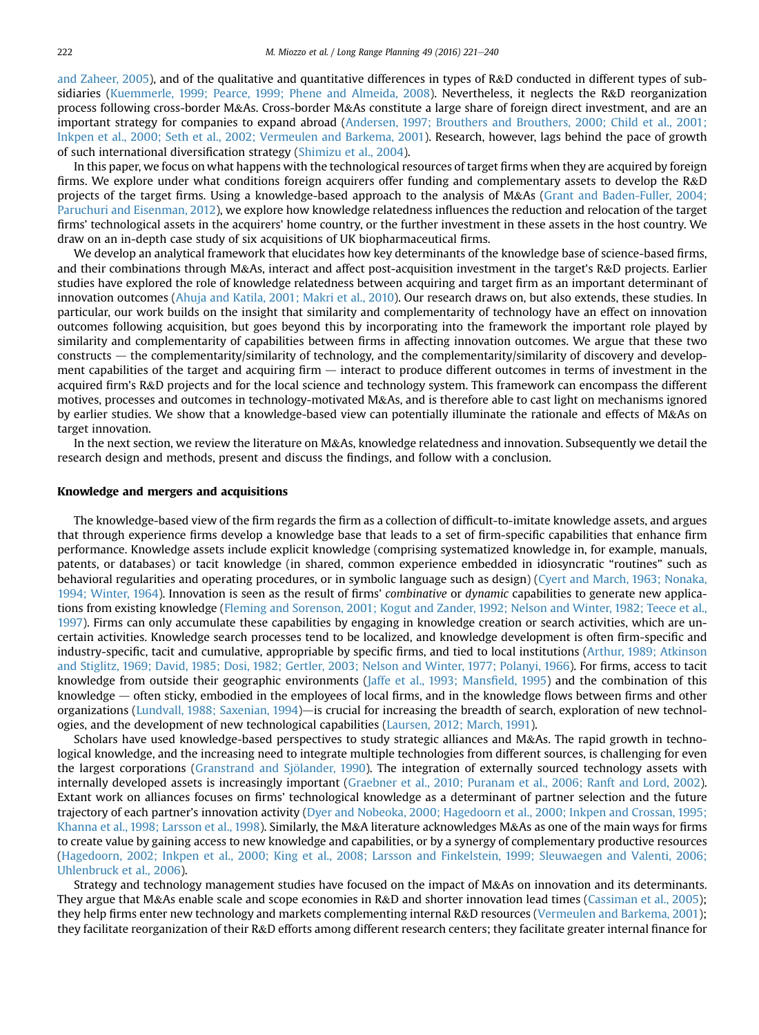and Zaheer, 2005), and of the qualitative and quantitative differences in types of R&D conducted in different types of subsidiaries (Kuemmerle, 1999; Pearce, 1999; Phene and Almeida, 2008). Nevertheless, it neglects the R&D reorganization process following cross-border M&As. Cross-border M&As constitute a large share of foreign direct investment, and are an important strategy for companies to expand abroad (Andersen, 1997; Brouthers and Brouthers, 2000; Child et al., 2001; Inkpen et al., 2000; Seth et al., 2002; Vermeulen and Barkema, 2001). Research, however, lags behind the pace of growth of such international diversification strategy (Shimizu et al., 2004).

In this paper, we focus on what happens with the technological resources of target firms when they are acquired by foreign firms. We explore under what conditions foreign acquirers offer funding and complementary assets to develop the R&D projects of the target firms. Using a knowledge-based approach to the analysis of M&As (Grant and Baden-Fuller, 2004; Paruchuri and Eisenman, 2012), we explore how knowledge relatedness influences the reduction and relocation of the target firms' technological assets in the acquirers' home country, or the further investment in these assets in the host country. We draw on an in-depth case study of six acquisitions of UK biopharmaceutical firms.

We develop an analytical framework that elucidates how key determinants of the knowledge base of science-based firms, and their combinations through M&As, interact and affect post-acquisition investment in the target's R&D projects. Earlier studies have explored the role of knowledge relatedness between acquiring and target firm as an important determinant of innovation outcomes (Ahuja and Katila, 2001; Makri et al., 2010). Our research draws on, but also extends, these studies. In particular, our work builds on the insight that similarity and complementarity of technology have an effect on innovation outcomes following acquisition, but goes beyond this by incorporating into the framework the important role played by similarity and complementarity of capabilities between firms in affecting innovation outcomes. We argue that these two constructs — the complementarity/similarity of technology, and the complementarity/similarity of discovery and development capabilities of the target and acquiring firm — interact to produce different outcomes in terms of investment in the acquired firm's R&D projects and for the local science and technology system. This framework can encompass the different motives, processes and outcomes in technology-motivated M&As, and is therefore able to cast light on mechanisms ignored by earlier studies. We show that a knowledge-based view can potentially illuminate the rationale and effects of M&As on target innovation.

In the next section, we review the literature on M&As, knowledge relatedness and innovation. Subsequently we detail the research design and methods, present and discuss the findings, and follow with a conclusion.

## Knowledge and mergers and acquisitions

The knowledge-based view of the firm regards the firm as a collection of difficult-to-imitate knowledge assets, and argues that through experience firms develop a knowledge base that leads to a set of firm-specific capabilities that enhance firm performance. Knowledge assets include explicit knowledge (comprising systematized knowledge in, for example, manuals, patents, or databases) or tacit knowledge (in shared, common experience embedded in idiosyncratic "routines" such as behavioral regularities and operating procedures, or in symbolic language such as design) (Cyert and March, 1963; Nonaka, 1994; Winter, 1964). Innovation is seen as the result of firms' *combinative* or *dynamic* capabilities to generate new applications from existing knowledge (Fleming and Sorenson, 2001; Kogut and Zander, 1992; Nelson and Winter, 1982; Teece et al., 1997). Firms can only accumulate these capabilities by engaging in knowledge creation or search activities, which are uncertain activities. Knowledge search processes tend to be localized, and knowledge development is often firm-specific and industry-specific, tacit and cumulative, appropriable by specific firms, and tied to local institutions (Arthur, 1989; Atkinson and Stiglitz, 1969; David, 1985; Dosi, 1982; Gertler, 2003; Nelson and Winter, 1977; Polanyi, 1966). For firms, access to tacit knowledge from outside their geographic environments (Jaffe et al., 1993; Mansfield, 1995) and the combination of this knowledge — often sticky, embodied in the employees of local firms, and in the knowledge flows between firms and other organizations (Lundvall, 1988; Saxenian, 1994)—is crucial for increasing the breadth of search, exploration of new technologies, and the development of new technological capabilities (Laursen, 2012; March, 1991).

Scholars have used knowledge-based perspectives to study strategic alliances and M&As. The rapid growth in technological knowledge, and the increasing need to integrate multiple technologies from different sources, is challenging for even the largest corporations (Granstrand and Sjölander, 1990). The integration of externally sourced technology assets with internally developed assets is increasingly important (Graebner et al., 2010; Puranam et al., 2006; Ranft and Lord, 2002). Extant work on alliances focuses on firms' technological knowledge as a determinant of partner selection and the future trajectory of each partner's innovation activity (Dyer and Nobeoka, 2000; Hagedoorn et al., 2000; Inkpen and Crossan, 1995; Khanna et al., 1998; Larsson et al., 1998). Similarly, the M&A literature acknowledges M&As as one of the main ways for firms to create value by gaining access to new knowledge and capabilities, or by a synergy of complementary productive resources (Hagedoorn, 2002; Inkpen et al., 2000; King et al., 2008; Larsson and Finkelstein, 1999; Sleuwaegen and Valenti, 2006; Uhlenbruck et al., 2006).

Strategy and technology management studies have focused on the impact of M&As on innovation and its determinants. They argue that M&As enable scale and scope economies in R&D and shorter innovation lead times (Cassiman et al., 2005); they help firms enter new technology and markets complementing internal R&D resources (Vermeulen and Barkema, 2001); they facilitate reorganization of their R&D efforts among different research centers; they facilitate greater internal finance for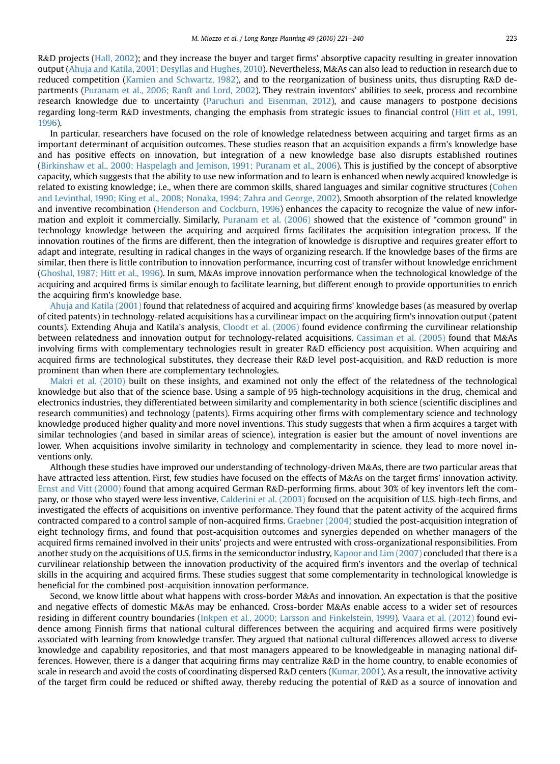R&D projects (Hall, 2002); and they increase the buyer and target firms' absorptive capacity resulting in greater innovation output (Ahuja and Katila, 2001; Desyllas and Hughes, 2010). Nevertheless, M&As can also lead to reduction in research due to reduced competition (Kamien and Schwartz, 1982), and to the reorganization of business units, thus disrupting R&D departments (Puranam et al., 2006; Ranft and Lord, 2002). They restrain inventors' abilities to seek, process and recombine research knowledge due to uncertainty (Paruchuri and Eisenman, 2012), and cause managers to postpone decisions regarding long-term R&D investments, changing the emphasis from strategic issues to financial control (Hitt et al., 1991, 1996).

In particular, researchers have focused on the role of knowledge relatedness between acquiring and target firms as an important determinant of acquisition outcomes. These studies reason that an acquisition expands a firm's knowledge base and has positive effects on innovation, but integration of a new knowledge base also disrupts established routines (Birkinshaw et al., 2000; Haspelagh and Jemison, 1991; Puranam et al., 2006). This is justified by the concept of absorptive capacity, which suggests that the ability to use new information and to learn is enhanced when newly acquired knowledge is related to existing knowledge; i.e., when there are common skills, shared languages and similar cognitive structures (Cohen and Levinthal, 1990; King et al., 2008; Nonaka, 1994; Zahra and George, 2002). Smooth absorption of the related knowledge and inventive recombination (Henderson and Cockburn, 1996) enhances the capacity to recognize the value of new information and exploit it commercially. Similarly, Puranam et al. (2006) showed that the existence of "common ground" in technology knowledge between the acquiring and acquired firms facilitates the acquisition integration process. If the innovation routines of the firms are different, then the integration of knowledge is disruptive and requires greater effort to adapt and integrate, resulting in radical changes in the ways of organizing research. If the knowledge bases of the firms are similar, then there is little contribution to innovation performance, incurring cost of transfer without knowledge enrichment (Ghoshal, 1987; Hitt et al., 1996). In sum, M&As improve innovation performance when the technological knowledge of the acquiring and acquired firms is similar enough to facilitate learning, but different enough to provide opportunities to enrich the acquiring firm's knowledge base.

Ahuja and Katila (2001) found that relatedness of acquired and acquiring firms' knowledge bases (as measured by overlap of cited patents) in technology-related acquisitions has a curvilinear impact on the acquiring firm's innovation output (patent counts). Extending Ahuja and Katila's analysis, Cloodt et al. (2006) found evidence confirming the curvilinear relationship between relatedness and innovation output for technology-related acquisitions. Cassiman et al. (2005) found that M&As involving firms with complementary technologies result in greater R&D efficiency post acquisition. When acquiring and acquired firms are technological substitutes, they decrease their R&D level post-acquisition, and R&D reduction is more prominent than when there are complementary technologies.

Makri et al. (2010) built on these insights, and examined not only the effect of the relatedness of the technological knowledge but also that of the science base. Using a sample of 95 high-technology acquisitions in the drug, chemical and electronics industries, they differentiated between similarity and complementarity in both science (scientific disciplines and research communities) and technology (patents). Firms acquiring other firms with complementary science and technology knowledge produced higher quality and more novel inventions. This study suggests that when a firm acquires a target with similar technologies (and based in similar areas of science), integration is easier but the amount of novel inventions are lower. When acquisitions involve similarity in technology and complementarity in science, they lead to more novel inventions only.

Although these studies have improved our understanding of technology-driven M&As, there are two particular areas that have attracted less attention. First, few studies have focused on the effects of M&As on the target firms' innovation activity. Ernst and Vitt (2000) found that among acquired German R&D-performing firms, about 30% of key inventors left the company, or those who stayed were less inventive. Calderini et al. (2003) focused on the acquisition of U.S. high-tech firms, and investigated the effects of acquisitions on inventive performance. They found that the patent activity of the acquired firms contracted compared to a control sample of non-acquired firms. Graebner (2004) studied the post-acquisition integration of eight technology firms, and found that post-acquisition outcomes and synergies depended on whether managers of the acquired firms remained involved in their units' projects and were entrusted with cross-organizational responsibilities. From another study on the acquisitions of U.S. firms in the semiconductor industry, Kapoor and Lim (2007) concluded that there is a curvilinear relationship between the innovation productivity of the acquired firm's inventors and the overlap of technical skills in the acquiring and acquired firms. These studies suggest that some complementarity in technological knowledge is beneficial for the combined post-acquisition innovation performance.

Second, we know little about what happens with cross-border M&As and innovation. An expectation is that the positive and negative effects of domestic M&As may be enhanced. Cross-border M&As enable access to a wider set of resources residing in different country boundaries (Inkpen et al., 2000; Larsson and Finkelstein, 1999). Vaara et al. (2012) found evidence among Finnish firms that national cultural differences between the acquiring and acquired firms were positively associated with learning from knowledge transfer. They argued that national cultural differences allowed access to diverse knowledge and capability repositories, and that most managers appeared to be knowledgeable in managing national differences. However, there is a danger that acquiring firms may centralize R&D in the home country, to enable economies of scale in research and avoid the costs of coordinating dispersed R&D centers (Kumar, 2001). As a result, the innovative activity of the target firm could be reduced or shifted away, thereby reducing the potential of R&D as a source of innovation and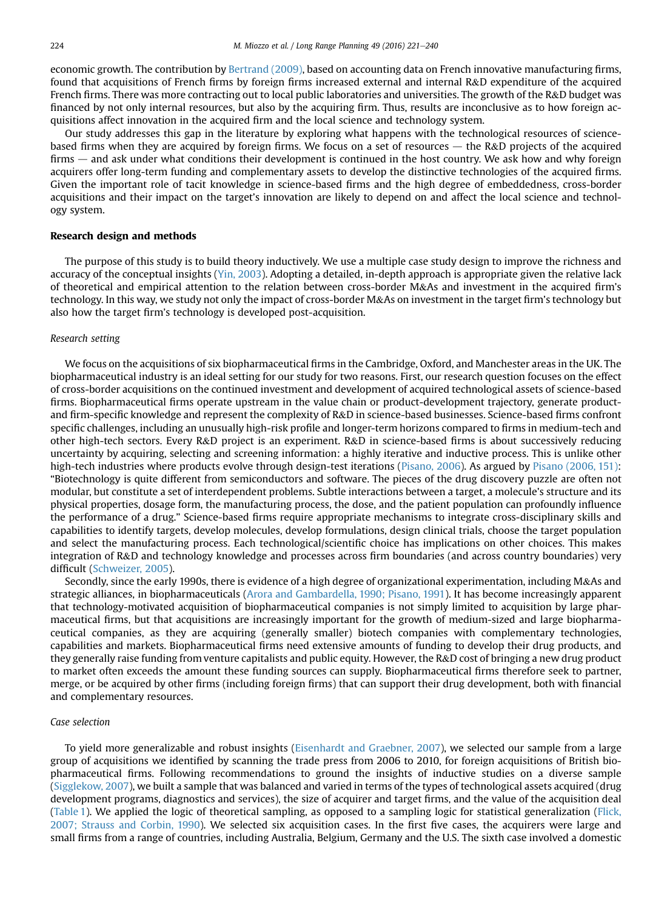economic growth. The contribution by Bertrand (2009), based on accounting data on French innovative manufacturing firms, found that acquisitions of French firms by foreign firms increased external and internal R&D expenditure of the acquired French firms. There was more contracting out to local public laboratories and universities. The growth of the R&D budget was financed by not only internal resources, but also by the acquiring firm. Thus, results are inconclusive as to how foreign acquisitions affect innovation in the acquired firm and the local science and technology system.

Our study addresses this gap in the literature by exploring what happens with the technological resources of science-based firms when they are acquired by foreign firms. We focus on a set of resources — the R&D projects of the acquired firms — and ask under what conditions their development is continued in the host country. We ask how and why foreign acquirers offer long-term funding and complementary assets to develop the distinctive technologies of the acquired firms. Given the important role of tacit knowledge in science-based firms and the high degree of embeddedness, cross-border acquisitions and their impact on the target's innovation are likely to depend on and affect the local science and technology system.

## Research design and methods

The purpose of this study is to build theory inductively. We use a multiple case study design to improve the richness and accuracy of the conceptual insights (Yin, 2003). Adopting a detailed, in-depth approach is appropriate given the relative lack of theoretical and empirical attention to the relation between cross-border M&As and investment in the acquired firm's technology. In this way, we study not only the impact of cross-border M&As on investment in the target firm's technology but also how the target firm's technology is developed post-acquisition.

### *Research setting*

We focus on the acquisitions of six biopharmaceutical firms in the Cambridge, Oxford, and Manchester areas in the UK. The biopharmaceutical industry is an ideal setting for our study for two reasons. First, our research question focuses on the effect of cross-border acquisitions on the continued investment and development of acquired technological assets of science-based firms. Biopharmaceutical firms operate upstream in the value chain or product-development trajectory, generate product- and firm-specific knowledge and represent the complexity of R&D in science-based businesses. Science-based firms confront specific challenges, including an unusually high-risk profile and longer-term horizons compared to firms in medium-tech and other high-tech sectors. Every R&D project is an experiment. R&D in science-based firms is about successively reducing uncertainty by acquiring, selecting and screening information: a highly iterative and inductive process. This is unlike other high-tech industries where products evolve through design-test iterations (Pisano, 2006). As argued by Pisano (2006, 151): "Biotechnology is quite different from semiconductors and software. The pieces of the drug discovery puzzle are often not modular, but constitute a set of interdependent problems. Subtle interactions between a target, a molecule's structure and its physical properties, dosage form, the manufacturing process, the dose, and the patient population can profoundly influence the performance of a drug." Science-based firms require appropriate mechanisms to integrate cross-disciplinary skills and capabilities to identify targets, develop molecules, develop formulations, design clinical trials, choose the target population and select the manufacturing process. Each technological/scientific choice has implications on other choices. This makes integration of R&D and technology knowledge and processes across firm boundaries (and across country boundaries) very difficult (Schweizer, 2005).

Secondly, since the early 1990s, there is evidence of a high degree of organizational experimentation, including M&As and strategic alliances, in biopharmaceuticals (Arora and Gambardella, 1990; Pisano, 1991). It has become increasingly apparent that technology-motivated acquisition of biopharmaceutical companies is not simply limited to acquisition by large pharmaceutical firms, but that acquisitions are increasingly important for the growth of medium-sized and large biopharmaceutical companies, as they are acquiring (generally smaller) biotech companies with complementary technologies, capabilities and markets. Biopharmaceutical firms need extensive amounts of funding to develop their drug products, and they generally raise funding from venture capitalists and public equity. However, the R&D cost of bringing a new drug product to market often exceeds the amount these funding sources can supply. Biopharmaceutical firms therefore seek to partner, merge, or be acquired by other firms (including foreign firms) that can support their drug development, both with financial and complementary resources.

### *Case selection*

To yield more generalizable and robust insights (Eisenhardt and Graebner, 2007), we selected our sample from a large group of acquisitions we identified by scanning the trade press from 2006 to 2010, for foreign acquisitions of British biopharmaceutical firms. Following recommendations to ground the insights of inductive studies on a diverse sample (Siggelkow, 2007), we built a sample that was balanced and varied in terms of the types of technological assets acquired (drug development programs, diagnostics and services), the size of acquirer and target firms, and the value of the acquisition deal (Table 1). We applied the logic of theoretical sampling, as opposed to a sampling logic for statistical generalization (Flick, 2007; Strauss and Corbin, 1990). We selected six acquisition cases. In the first five cases, the acquirers were large and small firms from a range of countries, including Australia, Belgium, Germany and the U.S. The sixth case involved a domestic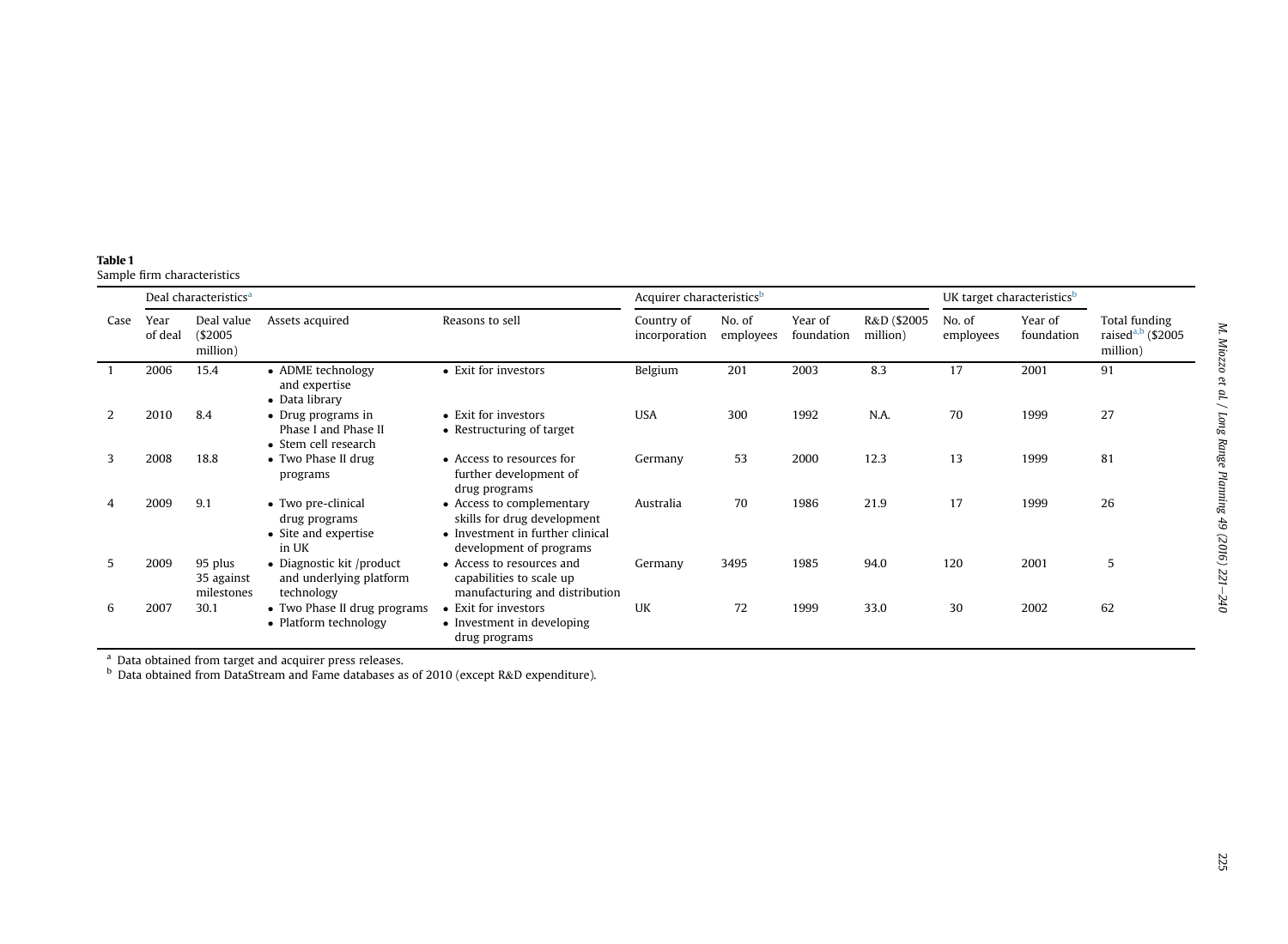**Table 1**
Sample firm characteristics

| Case | Deal characteristics[a] | | | | Acquirer characteristics[b] | | | | UK target characteristics[b] | | |
|---|---|---|---|---|---|---|---|---|---|---|---|
| | Year of deal | Deal value ($2005 million) | Assets acquired | Reasons to sell | Country of incorporation | No. of employees | Year of foundation | R&D ($2005 million) | No. of employees | Year of foundation | Total funding raised[a,b] ($2005 million) |
| 1 | 2006 | 15.4 | • ADME technology and expertise<br>• Data library | • Exit for investors | Belgium | 201 | 2003 | 8.3 | 17 | 2001 | 91 |
| 2 | 2010 | 8.4 | • Drug programs in Phase I and Phase II<br>• Stem cell research | • Exit for investors<br>• Restructuring of target | USA | 300 | 1992 | N.A. | 70 | 1999 | 27 |
| 3 | 2008 | 18.8 | • Two Phase II drug programs | • Access to resources for further development of drug programs | Germany | 53 | 2000 | 12.3 | 13 | 1999 | 81 |
| 4 | 2009 | 9.1 | • Two pre-clinical drug programs<br>• Site and expertise in UK | • Access to complementary skills for drug development<br>• Investment in further clinical development of programs | Australia | 70 | 1986 | 21.9 | 17 | 1999 | 26 |
| 5 | 2009 | 95 plus 35 against milestones | • Diagnostic kit /product and underlying platform technology | • Access to resources and capabilities to scale up manufacturing and distribution | Germany | 3495 | 1985 | 94.0 | 120 | 2001 | 5 |
| 6 | 2007 | 30.1 | • Two Phase II drug programs<br>• Platform technology | • Exit for investors<br>• Investment in developing drug programs | UK | 72 | 1999 | 33.0 | 30 | 2002 | 62 |

[a] Data obtained from target and acquirer press releases.
[b] Data obtained from DataStream and Fame databases as of 2010 (except R&D expenditure).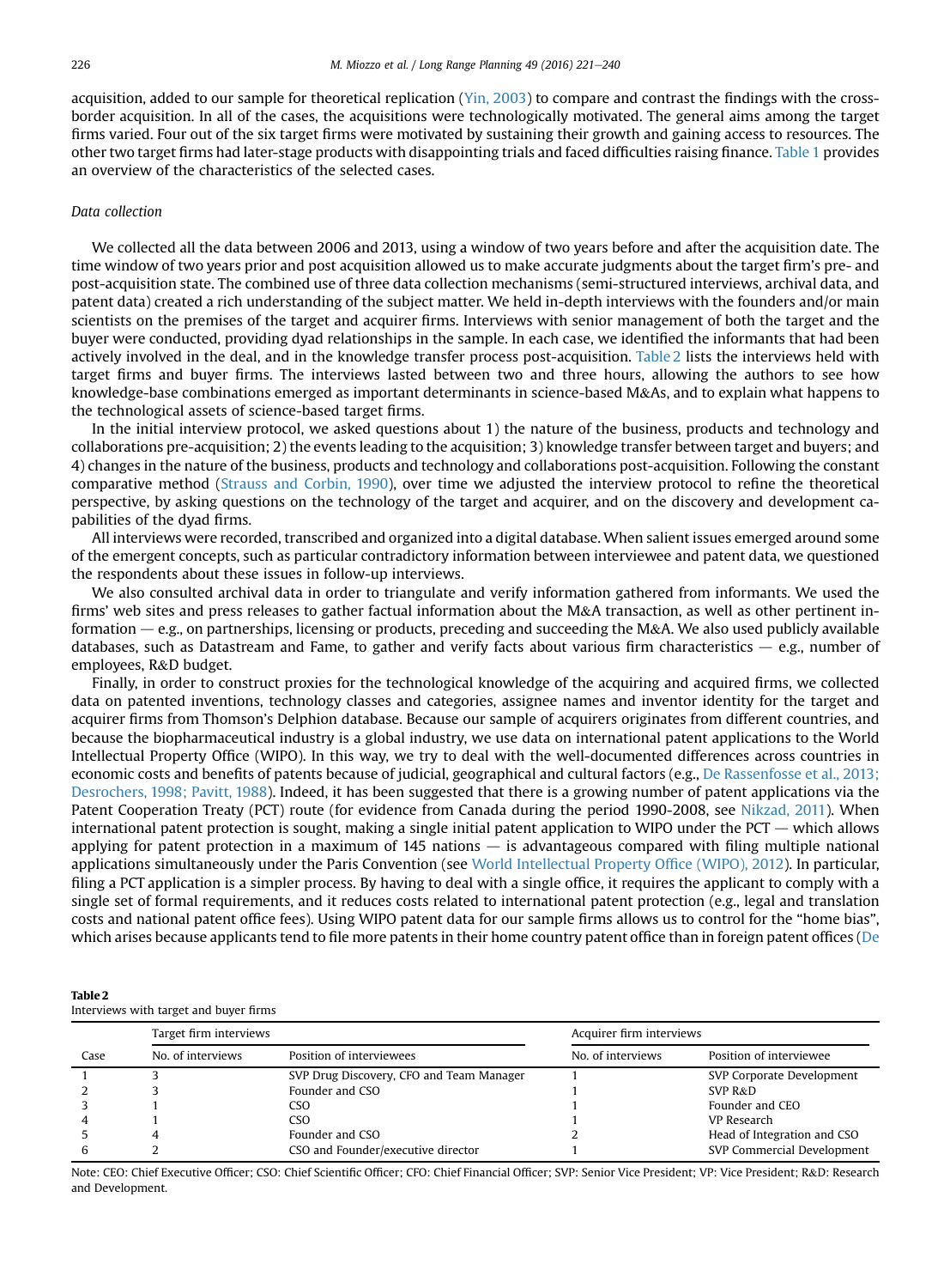acquisition, added to our sample for theoretical replication (Yin, 2003) to compare and contrast the findings with the cross-border acquisition. In all of the cases, the acquisitions were technologically motivated. The general aims among the target firms varied. Four out of the six target firms were motivated by sustaining their growth and gaining access to resources. The other two target firms had later-stage products with disappointing trials and faced difficulties raising finance. Table 1 provides an overview of the characteristics of the selected cases.

*Data collection*

We collected all the data between 2006 and 2013, using a window of two years before and after the acquisition date. The time window of two years prior and post acquisition allowed us to make accurate judgments about the target firm's pre- and post-acquisition state. The combined use of three data collection mechanisms (semi-structured interviews, archival data, and patent data) created a rich understanding of the subject matter. We held in-depth interviews with the founders and/or main scientists on the premises of the target and acquirer firms. Interviews with senior management of both the target and the buyer were conducted, providing dyad relationships in the sample. In each case, we identified the informants that had been actively involved in the deal, and in the knowledge transfer process post-acquisition. Table 2 lists the interviews held with target firms and buyer firms. The interviews lasted between two and three hours, allowing the authors to see how knowledge-base combinations emerged as important determinants in science-based M&As, and to explain what happens to the technological assets of science-based target firms.

In the initial interview protocol, we asked questions about 1) the nature of the business, products and technology and collaborations pre-acquisition; 2) the events leading to the acquisition; 3) knowledge transfer between target and buyers; and 4) changes in the nature of the business, products and technology and collaborations post-acquisition. Following the constant comparative method (Strauss and Corbin, 1990), over time we adjusted the interview protocol to refine the theoretical perspective, by asking questions on the technology of the target and acquirer, and on the discovery and development capabilities of the dyad firms.

All interviews were recorded, transcribed and organized into a digital database. When salient issues emerged around some of the emergent concepts, such as particular contradictory information between interviewee and patent data, we questioned the respondents about these issues in follow-up interviews.

We also consulted archival data in order to triangulate and verify information gathered from informants. We used the firms' web sites and press releases to gather factual information about the M&A transaction, as well as other pertinent information — e.g., on partnerships, licensing or products, preceding and succeeding the M&A. We also used publicly available databases, such as Datastream and Fame, to gather and verify facts about various firm characteristics — e.g., number of employees, R&D budget.

Finally, in order to construct proxies for the technological knowledge of the acquiring and acquired firms, we collected data on patented inventions, technology classes and categories, assignee names and inventor identity for the target and acquirer firms from Thomson's Delphion database. Because our sample of acquirers originates from different countries, and because the biopharmaceutical industry is a global industry, we use data on international patent applications to the World Intellectual Property Office (WIPO). In this way, we try to deal with the well-documented differences across countries in economic costs and benefits of patents because of judicial, geographical and cultural factors (e.g., De Rassenfosse et al., 2013; Desrochers, 1998; Pavitt, 1988). Indeed, it has been suggested that there is a growing number of patent applications via the Patent Cooperation Treaty (PCT) route (for evidence from Canada during the period 1990-2008, see Nikzad, 2011). When international patent protection is sought, making a single initial patent application to WIPO under the PCT — which allows applying for patent protection in a maximum of 145 nations — is advantageous compared with filing multiple national applications simultaneously under the Paris Convention (see World Intellectual Property Office (WIPO), 2012). In particular, filing a PCT application is a simpler process. By having to deal with a single office, it requires the applicant to comply with a single set of formal requirements, and it reduces costs related to international patent protection (e.g., legal and translation costs and national patent office fees). Using WIPO patent data for our sample firms allows us to control for the "home bias", which arises because applicants tend to file more patents in their home country patent office than in foreign patent offices (De

**Table 2**
Interviews with target and buyer firms

| | Target firm interviews | | Acquirer firm interviews | |
|---|---|---|---|---|
| Case | No. of interviews | Position of interviewees | No. of interviews | Position of interviewee |
| 1 | 3 | SVP Drug Discovery, CFO and Team Manager | 1 | SVP Corporate Development |
| 2 | 3 | Founder and CSO | 1 | SVP R&D |
| 3 | 1 | CSO | 1 | Founder and CEO |
| 4 | 1 | CSO | 1 | VP Research |
| 5 | 4 | Founder and CSO | 2 | Head of Integration and CSO |
| 6 | 2 | CSO and Founder/executive director | 1 | SVP Commercial Development |

Note: CEO: Chief Executive Officer; CSO: Chief Scientific Officer; CFO: Chief Financial Officer; SVP: Senior Vice President; VP: Vice President; R&D: Research and Development.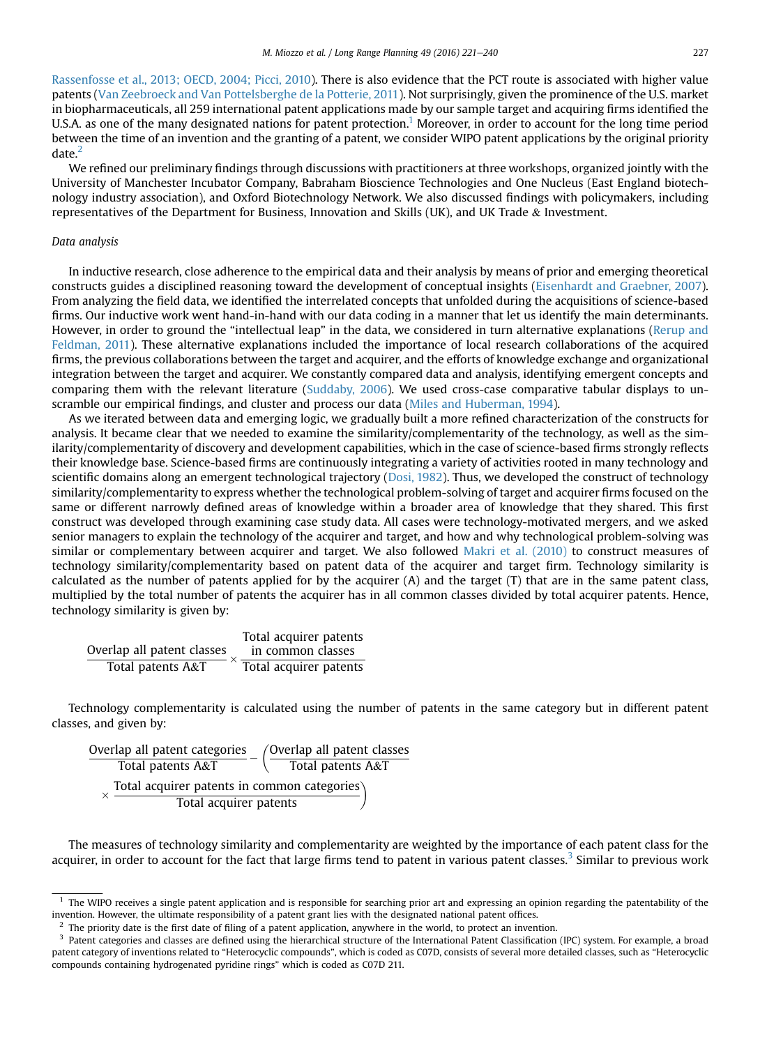Rassenfosse et al., 2013; OECD, 2004; Picci, 2010). There is also evidence that the PCT route is associated with higher value patents (Van Zeebroeck and Van Pottelsberghe de la Potterie, 2011). Not surprisingly, given the prominence of the U.S. market in biopharmaceuticals, all 259 international patent applications made by our sample target and acquiring firms identified the U.S.A. as one of the many designated nations for patent protection.[1] Moreover, in order to account for the long time period between the time of an invention and the granting of a patent, we consider WIPO patent applications by the original priority date.[2]

We refined our preliminary findings through discussions with practitioners at three workshops, organized jointly with the University of Manchester Incubator Company, Babraham Bioscience Technologies and One Nucleus (East England biotechnology industry association), and Oxford Biotechnology Network. We also discussed findings with policymakers, including representatives of the Department for Business, Innovation and Skills (UK), and UK Trade & Investment.

*Data analysis*

In inductive research, close adherence to the empirical data and their analysis by means of prior and emerging theoretical constructs guides a disciplined reasoning toward the development of conceptual insights (Eisenhardt and Graebner, 2007). From analyzing the field data, we identified the interrelated concepts that unfolded during the acquisitions of science-based firms. Our inductive work went hand-in-hand with our data coding in a manner that let us identify the main determinants. However, in order to ground the "intellectual leap" in the data, we considered in turn alternative explanations (Rerup and Feldman, 2011). These alternative explanations included the importance of local research collaborations of the acquired firms, the previous collaborations between the target and acquirer, and the efforts of knowledge exchange and organizational integration between the target and acquirer. We constantly compared data and analysis, identifying emergent concepts and comparing them with the relevant literature (Suddaby, 2006). We used cross-case comparative tabular displays to unscramble our empirical findings, and cluster and process our data (Miles and Huberman, 1994).

As we iterated between data and emerging logic, we gradually built a more refined characterization of the constructs for analysis. It became clear that we needed to examine the similarity/complementarity of the technology, as well as the similarity/complementarity of discovery and development capabilities, which in the case of science-based firms strongly reflects their knowledge base. Science-based firms are continuously integrating a variety of activities rooted in many technology and scientific domains along an emergent technological trajectory (Dosi, 1982). Thus, we developed the construct of technology similarity/complementarity to express whether the technological problem-solving of target and acquirer firms focused on the same or different narrowly defined areas of knowledge within a broader area of knowledge that they shared. This first construct was developed through examining case study data. All cases were technology-motivated mergers, and we asked senior managers to explain the technology of the acquirer and target, and how and why technological problem-solving was similar or complementary between acquirer and target. We also followed Makri et al. (2010) to construct measures of technology similarity/complementarity based on patent data of the acquirer and target firm. Technology similarity is calculated as the number of patents applied for by the acquirer (A) and the target (T) that are in the same patent class, multiplied by the total number of patents the acquirer has in all common classes divided by total acquirer patents. Hence, technology similarity is given by:

$$\frac{\text{Overlap all patent classes}}{\text{Total patents A\&T}} \times \frac{\text{Total acquirer patents in common classes}}{\text{Total acquirer patents}}$$

Technology complementarity is calculated using the number of patents in the same category but in different patent classes, and given by:

$$\frac{\text{Overlap all patent categories}}{\text{Total patents A\&T}} - \left(\frac{\text{Overlap all patent classes}}{\text{Total patents A\&T}} \times \frac{\text{Total acquirer patents in common categories}}{\text{Total acquirer patents}}\right)$$

The measures of technology similarity and complementarity are weighted by the importance of each patent class for the acquirer, in order to account for the fact that large firms tend to patent in various patent classes.[3] Similar to previous work

[1] The WIPO receives a single patent application and is responsible for searching prior art and expressing an opinion regarding the patentability of the invention. However, the ultimate responsibility of a patent grant lies with the designated national patent offices.

[2] The priority date is the first date of filing of a patent application, anywhere in the world, to protect an invention.

[3] Patent categories and classes are defined using the hierarchical structure of the International Patent Classification (IPC) system. For example, a broad patent category of inventions related to "Heterocyclic compounds", which is coded as C07D, consists of several more detailed classes, such as "Heterocyclic compounds containing hydrogenated pyridine rings" which is coded as C07D 211.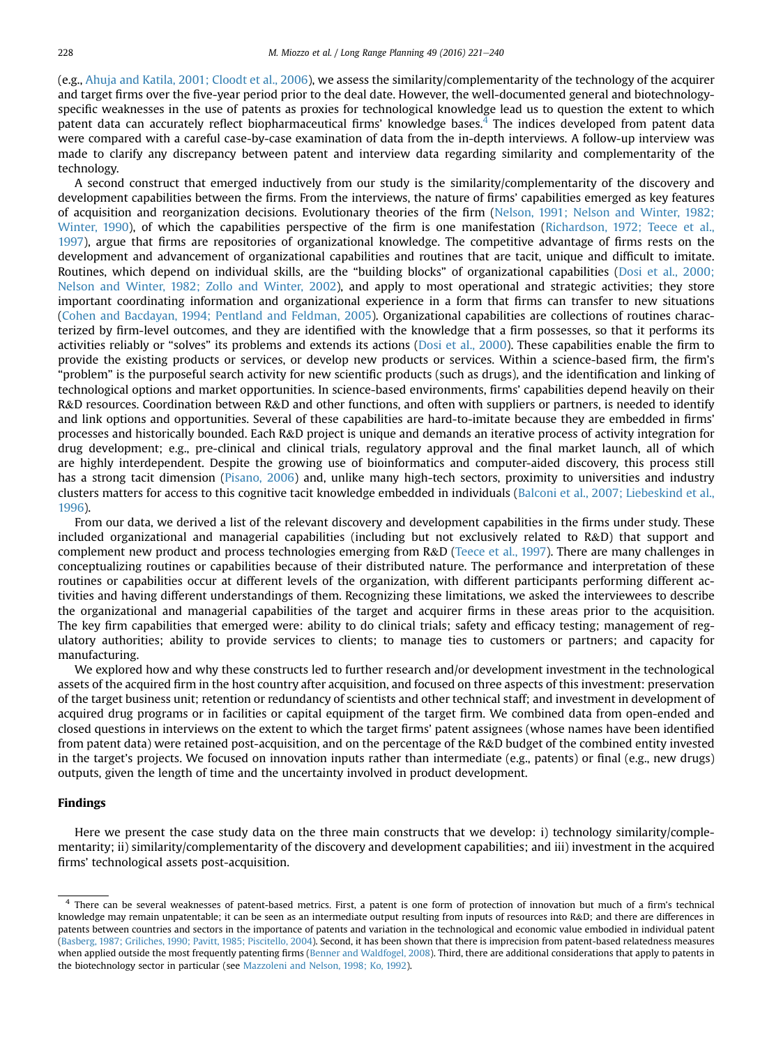(e.g., Ahuja and Katila, 2001; Cloodt et al., 2006), we assess the similarity/complementarity of the technology of the acquirer and target firms over the five-year period prior to the deal date. However, the well-documented general and biotechnology-specific weaknesses in the use of patents as proxies for technological knowledge lead us to question the extent to which patent data can accurately reflect biopharmaceutical firms' knowledge bases.[4] The indices developed from patent data were compared with a careful case-by-case examination of data from the in-depth interviews. A follow-up interview was made to clarify any discrepancy between patent and interview data regarding similarity and complementarity of the technology.

A second construct that emerged inductively from our study is the similarity/complementarity of the discovery and development capabilities between the firms. From the interviews, the nature of firms' capabilities emerged as key features of acquisition and reorganization decisions. Evolutionary theories of the firm (Nelson, 1991; Nelson and Winter, 1982; Winter, 1990), of which the capabilities perspective of the firm is one manifestation (Richardson, 1972; Teece et al., 1997), argue that firms are repositories of organizational knowledge. The competitive advantage of firms rests on the development and advancement of organizational capabilities and routines that are tacit, unique and difficult to imitate. Routines, which depend on individual skills, are the "building blocks" of organizational capabilities (Dosi et al., 2000; Nelson and Winter, 1982; Zollo and Winter, 2002), and apply to most operational and strategic activities; they store important coordinating information and organizational experience in a form that firms can transfer to new situations (Cohen and Bacdayan, 1994; Pentland and Feldman, 2005). Organizational capabilities are collections of routines characterized by firm-level outcomes, and they are identified with the knowledge that a firm possesses, so that it performs its activities reliably or "solves" its problems and extends its actions (Dosi et al., 2000). These capabilities enable the firm to provide the existing products or services, or develop new products or services. Within a science-based firm, the firm's "problem" is the purposeful search activity for new scientific products (such as drugs), and the identification and linking of technological options and market opportunities. In science-based environments, firms' capabilities depend heavily on their R&D resources. Coordination between R&D and other functions, and often with suppliers or partners, is needed to identify and link options and opportunities. Several of these capabilities are hard-to-imitate because they are embedded in firms' processes and historically bounded. Each R&D project is unique and demands an iterative process of activity integration for drug development; e.g., pre-clinical and clinical trials, regulatory approval and the final market launch, all of which are highly interdependent. Despite the growing use of bioinformatics and computer-aided discovery, this process still has a strong tacit dimension (Pisano, 2006) and, unlike many high-tech sectors, proximity to universities and industry clusters matters for access to this cognitive tacit knowledge embedded in individuals (Balconi et al., 2007; Liebeskind et al., 1996).

From our data, we derived a list of the relevant discovery and development capabilities in the firms under study. These included organizational and managerial capabilities (including but not exclusively related to R&D) that support and complement new product and process technologies emerging from R&D (Teece et al., 1997). There are many challenges in conceptualizing routines or capabilities because of their distributed nature. The performance and interpretation of these routines or capabilities occur at different levels of the organization, with different participants performing different activities and having different understandings of them. Recognizing these limitations, we asked the interviewees to describe the organizational and managerial capabilities of the target and acquirer firms in these areas prior to the acquisition. The key firm capabilities that emerged were: ability to do clinical trials; safety and efficacy testing; management of regulatory authorities; ability to provide services to clients; to manage ties to customers or partners; and capacity for manufacturing.

We explored how and why these constructs led to further research and/or development investment in the technological assets of the acquired firm in the host country after acquisition, and focused on three aspects of this investment: preservation of the target business unit; retention or redundancy of scientists and other technical staff; and investment in development of acquired drug programs or in facilities or capital equipment of the target firm. We combined data from open-ended and closed questions in interviews on the extent to which the target firms' patent assignees (whose names have been identified from patent data) were retained post-acquisition, and on the percentage of the R&D budget of the combined entity invested in the target's projects. We focused on innovation inputs rather than intermediate (e.g., patents) or final (e.g., new drugs) outputs, given the length of time and the uncertainty involved in product development.

## Findings

Here we present the case study data on the three main constructs that we develop: i) technology similarity/complementarity; ii) similarity/complementarity of the discovery and development capabilities; and iii) investment in the acquired firms' technological assets post-acquisition.

---

[4] There can be several weaknesses of patent-based metrics. First, a patent is one form of protection of innovation but much of a firm's technical knowledge may remain unpatentable; it can be seen as an intermediate output resulting from inputs of resources into R&D; and there are differences in patents between countries and sectors in the importance of patents and variation in the technological and economic value embodied in individual patent (Basberg, 1987; Griliches, 1990; Pavitt, 1985; Piscitello, 2004). Second, it has been shown that there is imprecision from patent-based relatedness measures when applied outside the most frequently patenting firms (Benner and Waldfogel, 2008). Third, there are additional considerations that apply to patents in the biotechnology sector in particular (see Mazzoleni and Nelson, 1998; Ko, 1992).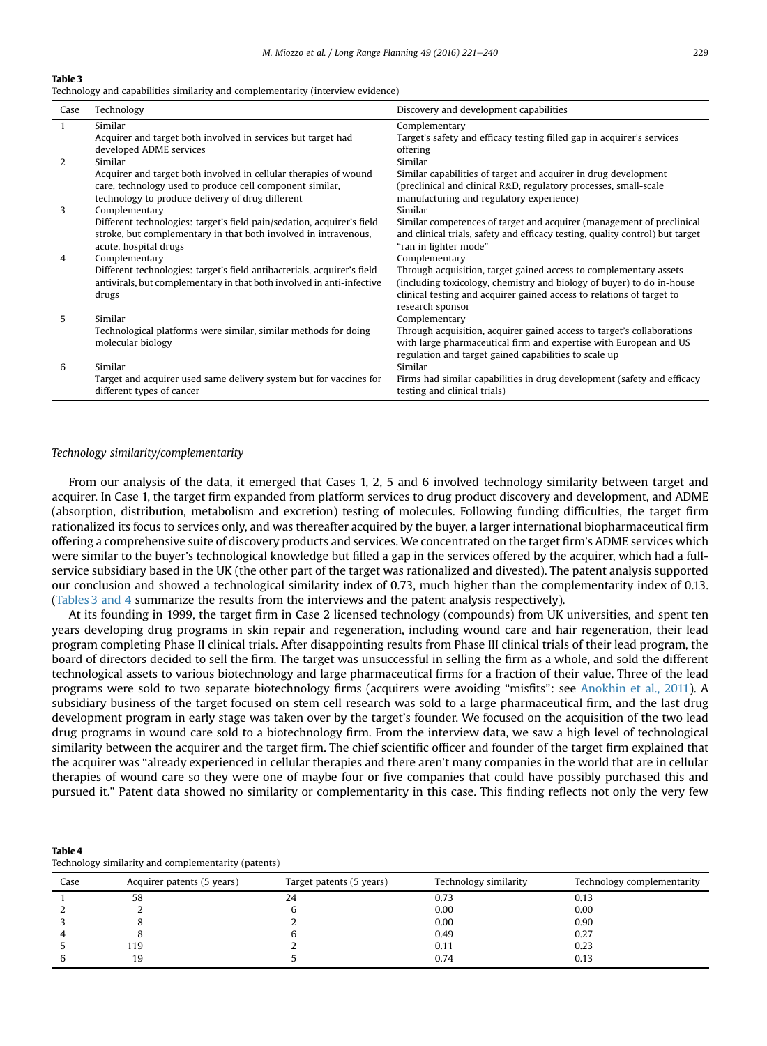**Table 3**
Technology and capabilities similarity and complementarity (interview evidence)

| Case | Technology | Discovery and development capabilities |
|---|---|---|
| 1 | Similar<br>Acquirer and target both involved in services but target had developed ADME services | Complementary<br>Target's safety and efficacy testing filled gap in acquirer's services offering |
| 2 | Similar<br>Acquirer and target both involved in cellular therapies of wound care, technology used to produce cell component similar, technology to produce delivery of drug different | Similar<br>Similar capabilities of target and acquirer in drug development (preclinical and clinical R&D, regulatory processes, small-scale manufacturing and regulatory experience) |
| 3 | Complementary<br>Different technologies: target's field pain/sedation, acquirer's field stroke, but complementary in that both involved in intravenous, acute, hospital drugs | Similar<br>Similar competences of target and acquirer (management of preclinical and clinical trials, safety and efficacy testing, quality control) but target "ran in lighter mode" |
| 4 | Complementary<br>Different technologies: target's field antibacterials, acquirer's field antivirals, but complementary in that both involved in anti-infective drugs | Complementary<br>Through acquisition, target gained access to complementary assets (including toxicology, chemistry and biology of buyer) to do in-house clinical testing and acquirer gained access to relations of target to research sponsor |
| 5 | Similar<br>Technological platforms were similar, similar methods for doing molecular biology | Complementary<br>Through acquisition, acquirer gained access to target's collaborations with large pharmaceutical firm and expertise with European and US regulation and target gained capabilities to scale up |
| 6 | Similar<br>Target and acquirer used same delivery system but for vaccines for different types of cancer | Similar<br>Firms had similar capabilities in drug development (safety and efficacy testing and clinical trials) |

### *Technology similarity/complementarity*

From our analysis of the data, it emerged that Cases 1, 2, 5 and 6 involved technology similarity between target and acquirer. In Case 1, the target firm expanded from platform services to drug product discovery and development, and ADME (absorption, distribution, metabolism and excretion) testing of molecules. Following funding difficulties, the target firm rationalized its focus to services only, and was thereafter acquired by the buyer, a larger international biopharmaceutical firm offering a comprehensive suite of discovery products and services. We concentrated on the target firm's ADME services which were similar to the buyer's technological knowledge but filled a gap in the services offered by the acquirer, which had a full-service subsidiary based in the UK (the other part of the target was rationalized and divested). The patent analysis supported our conclusion and showed a technological similarity index of 0.73, much higher than the complementarity index of 0.13. (Tables 3 and 4 summarize the results from the interviews and the patent analysis respectively).

At its founding in 1999, the target firm in Case 2 licensed technology (compounds) from UK universities, and spent ten years developing drug programs in skin repair and regeneration, including wound care and hair regeneration, their lead program completing Phase II clinical trials. After disappointing results from Phase III clinical trials of their lead program, the board of directors decided to sell the firm. The target was unsuccessful in selling the firm as a whole, and sold the different technological assets to various biotechnology and large pharmaceutical firms for a fraction of their value. Three of the lead programs were sold to two separate biotechnology firms (acquirers were avoiding "misfits": see Anokhin et al., 2011). A subsidiary business of the target focused on stem cell research was sold to a large pharmaceutical firm, and the last drug development program in early stage was taken over by the target's founder. We focused on the acquisition of the two lead drug programs in wound care sold to a biotechnology firm. From the interview data, we saw a high level of technological similarity between the acquirer and the target firm. The chief scientific officer and founder of the target firm explained that the acquirer was "already experienced in cellular therapies and there aren't many companies in the world that are in cellular therapies of wound care so they were one of maybe four or five companies that could have possibly purchased this and pursued it." Patent data showed no similarity or complementarity in this case. This finding reflects not only the very few

**Table 4**
Technology similarity and complementarity (patents)

| Case | Acquirer patents (5 years) | Target patents (5 years) | Technology similarity | Technology complementarity |
|---|---|---|---|---|
| 1 | 58 | 24 | 0.73 | 0.13 |
| 2 | 2 | 6 | 0.00 | 0.00 |
| 3 | 8 | 2 | 0.00 | 0.90 |
| 4 | 8 | 6 | 0.49 | 0.27 |
| 5 | 119 | 2 | 0.11 | 0.23 |
| 6 | 19 | 5 | 0.74 | 0.13 |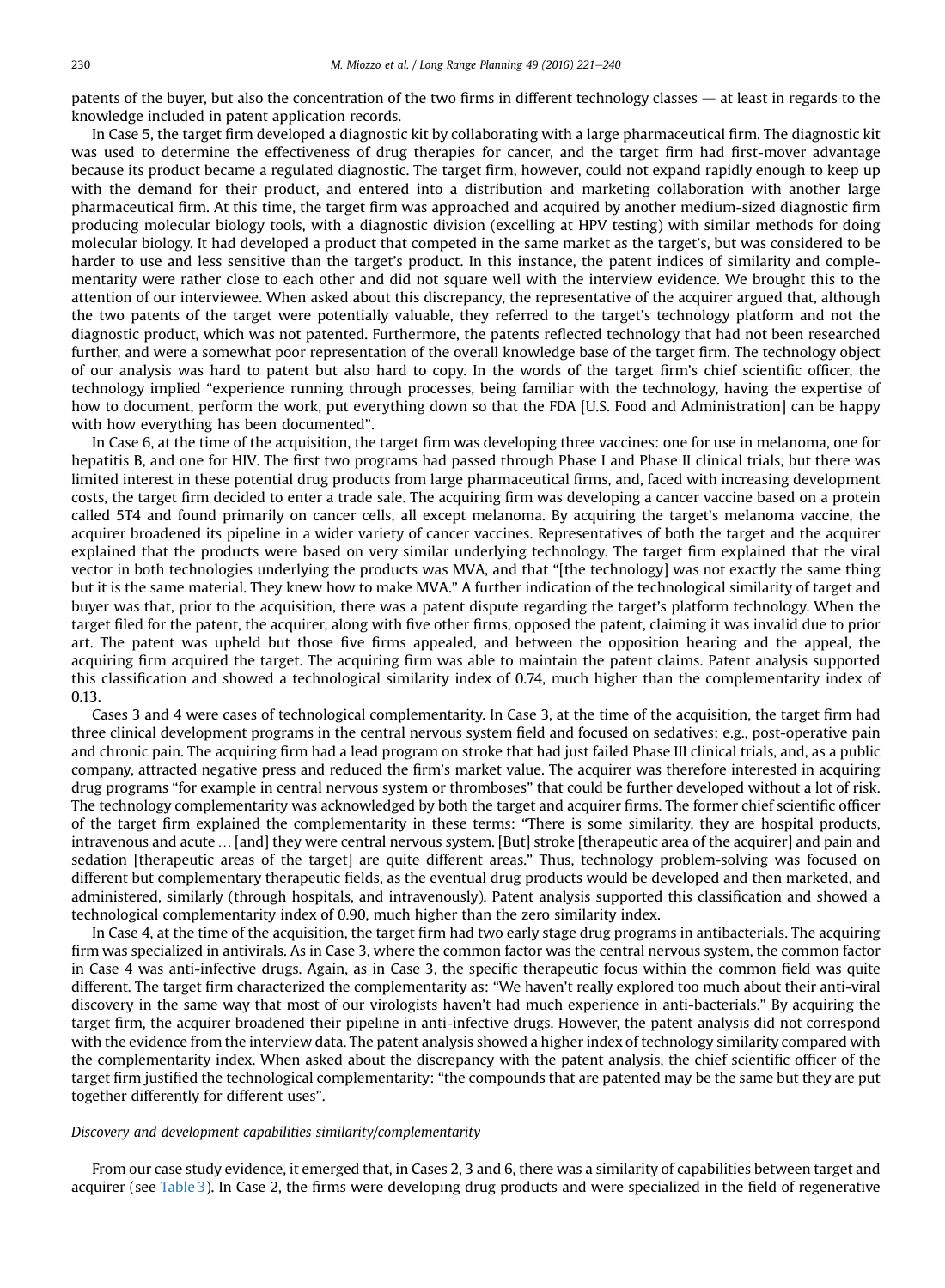patents of the buyer, but also the concentration of the two firms in different technology classes — at least in regards to the knowledge included in patent application records.

In Case 5, the target firm developed a diagnostic kit by collaborating with a large pharmaceutical firm. The diagnostic kit was used to determine the effectiveness of drug therapies for cancer, and the target firm had first-mover advantage because its product became a regulated diagnostic. The target firm, however, could not expand rapidly enough to keep up with the demand for their product, and entered into a distribution and marketing collaboration with another large pharmaceutical firm. At this time, the target firm was approached and acquired by another medium-sized diagnostic firm producing molecular biology tools, with a diagnostic division (excelling at HPV testing) with similar methods for doing molecular biology. It had developed a product that competed in the same market as the target's, but was considered to be harder to use and less sensitive than the target's product. In this instance, the patent indices of similarity and complementarity were rather close to each other and did not square well with the interview evidence. We brought this to the attention of our interviewee. When asked about this discrepancy, the representative of the acquirer argued that, although the two patents of the target were potentially valuable, they referred to the target's technology platform and not the diagnostic product, which was not patented. Furthermore, the patents reflected technology that had not been researched further, and were a somewhat poor representation of the overall knowledge base of the target firm. The technology object of our analysis was hard to patent but also hard to copy. In the words of the target firm's chief scientific officer, the technology implied "experience running through processes, being familiar with the technology, having the expertise of how to document, perform the work, put everything down so that the FDA [U.S. Food and Administration] can be happy with how everything has been documented".

In Case 6, at the time of the acquisition, the target firm was developing three vaccines: one for use in melanoma, one for hepatitis B, and one for HIV. The first two programs had passed through Phase I and Phase II clinical trials, but there was limited interest in these potential drug products from large pharmaceutical firms, and, faced with increasing development costs, the target firm decided to enter a trade sale. The acquiring firm was developing a cancer vaccine based on a protein called 5T4 and found primarily on cancer cells, all except melanoma. By acquiring the target's melanoma vaccine, the acquirer broadened its pipeline in a wider variety of cancer vaccines. Representatives of both the target and the acquirer explained that the products were based on very similar underlying technology. The target firm explained that the viral vector in both technologies underlying the products was MVA, and that "[the technology] was not exactly the same thing but it is the same material. They knew how to make MVA." A further indication of the technological similarity of target and buyer was that, prior to the acquisition, there was a patent dispute regarding the target's platform technology. When the target filed for the patent, the acquirer, along with five other firms, opposed the patent, claiming it was invalid due to prior art. The patent was upheld but those five firms appealed, and between the opposition hearing and the appeal, the acquiring firm acquired the target. The acquiring firm was able to maintain the patent claims. Patent analysis supported this classification and showed a technological similarity index of 0.74, much higher than the complementarity index of 0.13.

Cases 3 and 4 were cases of technological complementarity. In Case 3, at the time of the acquisition, the target firm had three clinical development programs in the central nervous system field and focused on sedatives; e.g., post-operative pain and chronic pain. The acquiring firm had a lead program on stroke that had just failed Phase III clinical trials, and, as a public company, attracted negative press and reduced the firm's market value. The acquirer was therefore interested in acquiring drug programs "for example in central nervous system or thromboses" that could be further developed without a lot of risk. The technology complementarity was acknowledged by both the target and acquirer firms. The former chief scientific officer of the target firm explained the complementarity in these terms: "There is some similarity, they are hospital products, intravenous and acute … [and] they were central nervous system. [But] stroke [therapeutic area of the acquirer] and pain and sedation [therapeutic areas of the target] are quite different areas." Thus, technology problem-solving was focused on different but complementary therapeutic fields, as the eventual drug products would be developed and then marketed, and administered, similarly (through hospitals, and intravenously). Patent analysis supported this classification and showed a technological complementarity index of 0.90, much higher than the zero similarity index.

In Case 4, at the time of the acquisition, the target firm had two early stage drug programs in antibacterials. The acquiring firm was specialized in antivirals. As in Case 3, where the common factor was the central nervous system, the common factor in Case 4 was anti-infective drugs. Again, as in Case 3, the specific therapeutic focus within the common field was quite different. The target firm characterized the complementarity as: "We haven't really explored too much about their anti-viral discovery in the same way that most of our virologists haven't had much experience in anti-bacterials." By acquiring the target firm, the acquirer broadened their pipeline in anti-infective drugs. However, the patent analysis did not correspond with the evidence from the interview data. The patent analysis showed a higher index of technology similarity compared with the complementarity index. When asked about the discrepancy with the patent analysis, the chief scientific officer of the target firm justified the technological complementarity: "the compounds that are patented may be the same but they are put together differently for different uses".

*Discovery and development capabilities similarity/complementarity*

From our case study evidence, it emerged that, in Cases 2, 3 and 6, there was a similarity of capabilities between target and acquirer (see Table 3). In Case 2, the firms were developing drug products and were specialized in the field of regenerative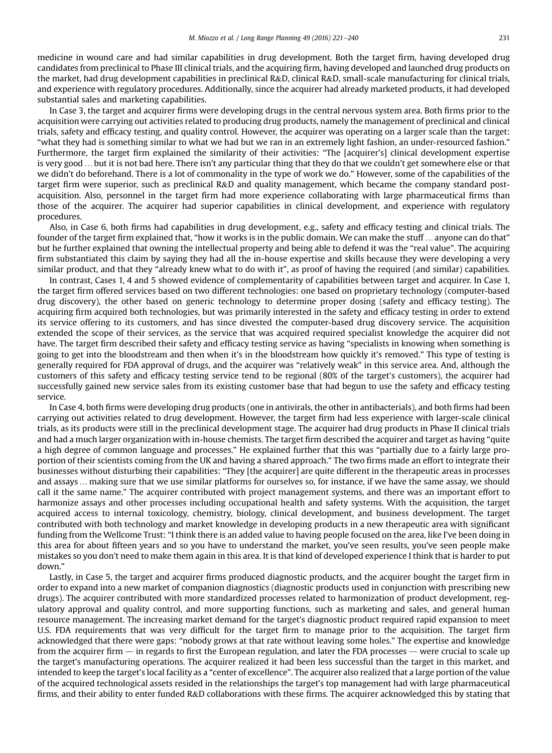medicine in wound care and had similar capabilities in drug development. Both the target firm, having developed drug candidates from preclinical to Phase III clinical trials, and the acquiring firm, having developed and launched drug products on the market, had drug development capabilities in preclinical R&D, clinical R&D, small-scale manufacturing for clinical trials, and experience with regulatory procedures. Additionally, since the acquirer had already marketed products, it had developed substantial sales and marketing capabilities.

In Case 3, the target and acquirer firms were developing drugs in the central nervous system area. Both firms prior to the acquisition were carrying out activities related to producing drug products, namely the management of preclinical and clinical trials, safety and efficacy testing, and quality control. However, the acquirer was operating on a larger scale than the target: "what they had is something similar to what we had but we ran in an extremely light fashion, an under-resourced fashion." Furthermore, the target firm explained the similarity of their activities: "The [acquirer's] clinical development expertise is very good … but it is not bad here. There isn't any particular thing that they do that we couldn't get somewhere else or that we didn't do beforehand. There is a lot of commonality in the type of work we do." However, some of the capabilities of the target firm were superior, such as preclinical R&D and quality management, which became the company standard post-acquisition. Also, personnel in the target firm had more experience collaborating with large pharmaceutical firms than those of the acquirer. The acquirer had superior capabilities in clinical development, and experience with regulatory procedures.

Also, in Case 6, both firms had capabilities in drug development, e.g., safety and efficacy testing and clinical trials. The founder of the target firm explained that, "how it works is in the public domain. We can make the stuff … anyone can do that" but he further explained that owning the intellectual property and being able to defend it was the "real value". The acquiring firm substantiated this claim by saying they had all the in-house expertise and skills because they were developing a very similar product, and that they "already knew what to do with it", as proof of having the required (and similar) capabilities.

In contrast, Cases 1, 4 and 5 showed evidence of complementarity of capabilities between target and acquirer. In Case 1, the target firm offered services based on two different technologies: one based on proprietary technology (computer-based drug discovery), the other based on generic technology to determine proper dosing (safety and efficacy testing). The acquiring firm acquired both technologies, but was primarily interested in the safety and efficacy testing in order to extend its service offering to its customers, and has since divested the computer-based drug discovery service. The acquisition extended the scope of their services, as the service that was acquired required specialist knowledge the acquirer did not have. The target firm described their safety and efficacy testing service as having "specialists in knowing when something is going to get into the bloodstream and then when it's in the bloodstream how quickly it's removed." This type of testing is generally required for FDA approval of drugs, and the acquirer was "relatively weak" in this service area. And, although the customers of this safety and efficacy testing service tend to be regional (80% of the target's customers), the acquirer had successfully gained new service sales from its existing customer base that had begun to use the safety and efficacy testing service.

In Case 4, both firms were developing drug products (one in antivirals, the other in antibacterials), and both firms had been carrying out activities related to drug development. However, the target firm had less experience with larger-scale clinical trials, as its products were still in the preclinical development stage. The acquirer had drug products in Phase II clinical trials and had a much larger organization with in-house chemists. The target firm described the acquirer and target as having "quite a high degree of common language and processes." He explained further that this was "partially due to a fairly large proportion of their scientists coming from the UK and having a shared approach." The two firms made an effort to integrate their businesses without disturbing their capabilities: "They [the acquirer] are quite different in the therapeutic areas in processes and assays … making sure that we use similar platforms for ourselves so, for instance, if we have the same assay, we should call it the same name." The acquirer contributed with project management systems, and there was an important effort to harmonize assays and other processes including occupational health and safety systems. With the acquisition, the target acquired access to internal toxicology, chemistry, biology, clinical development, and business development. The target contributed with both technology and market knowledge in developing products in a new therapeutic area with significant funding from the Wellcome Trust: "I think there is an added value to having people focused on the area, like I've been doing in this area for about fifteen years and so you have to understand the market, you've seen results, you've seen people make mistakes so you don't need to make them again in this area. It is that kind of developed experience I think that is harder to put down."

Lastly, in Case 5, the target and acquirer firms produced diagnostic products, and the acquirer bought the target firm in order to expand into a new market of companion diagnostics (diagnostic products used in conjunction with prescribing new drugs). The acquirer contributed with more standardized processes related to harmonization of product development, regulatory approval and quality control, and more supporting functions, such as marketing and sales, and general human resource management. The increasing market demand for the target's diagnostic product required rapid expansion to meet U.S. FDA requirements that was very difficult for the target firm to manage prior to the acquisition. The target firm acknowledged that there were gaps: "nobody grows at that rate without leaving some holes." The expertise and knowledge from the acquirer firm — in regards to first the European regulation, and later the FDA processes — were crucial to scale up the target's manufacturing operations. The acquirer realized it had been less successful than the target in this market, and intended to keep the target's local facility as a "center of excellence". The acquirer also realized that a large portion of the value of the acquired technological assets resided in the relationships the target's top management had with large pharmaceutical firms, and their ability to enter funded R&D collaborations with these firms. The acquirer acknowledged this by stating that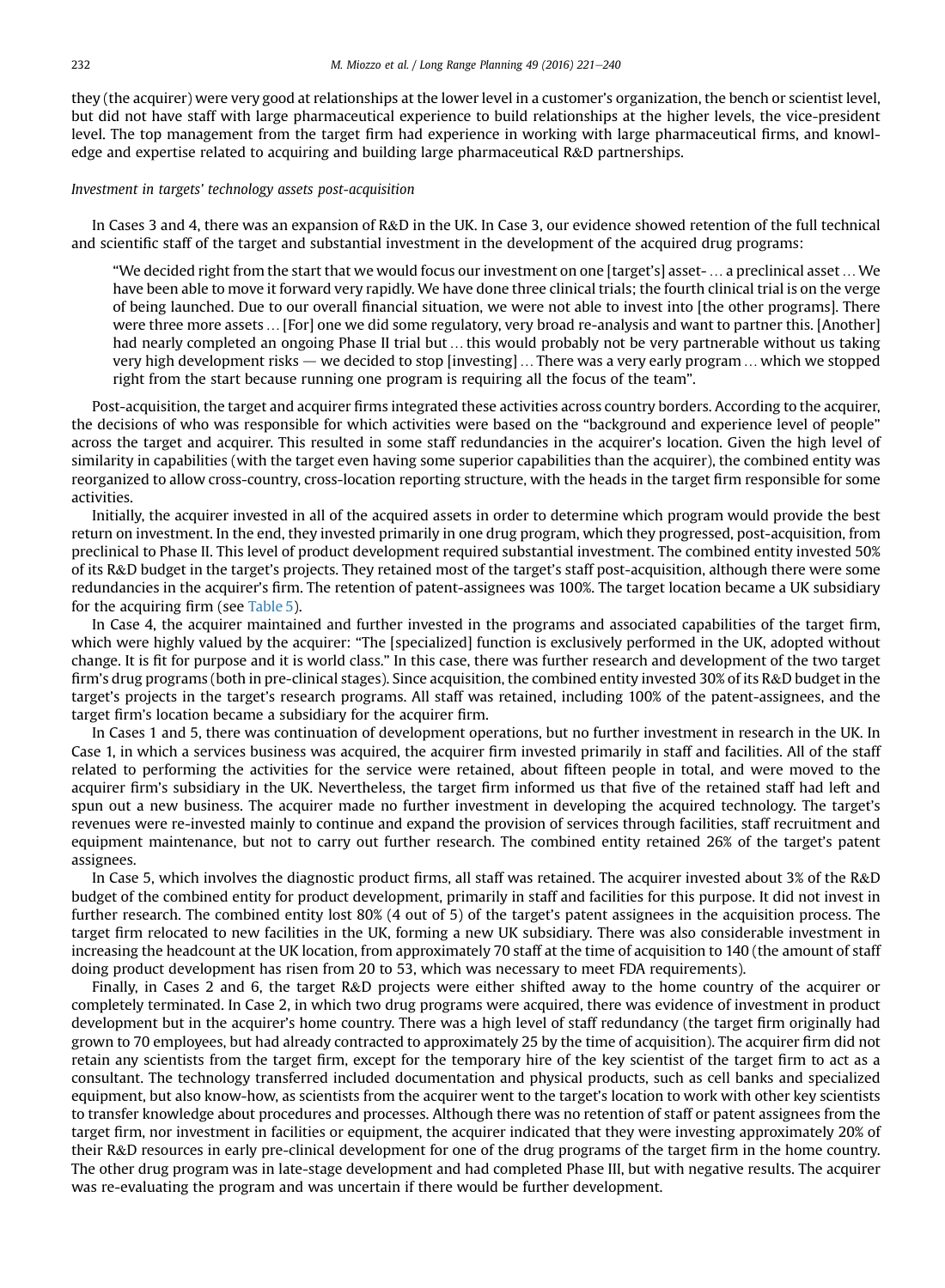they (the acquirer) were very good at relationships at the lower level in a customer's organization, the bench or scientist level, but did not have staff with large pharmaceutical experience to build relationships at the higher levels, the vice-president level. The top management from the target firm had experience in working with large pharmaceutical firms, and knowledge and expertise related to acquiring and building large pharmaceutical R&D partnerships.

*Investment in targets' technology assets post-acquisition*

In Cases 3 and 4, there was an expansion of R&D in the UK. In Case 3, our evidence showed retention of the full technical and scientific staff of the target and substantial investment in the development of the acquired drug programs:

> "We decided right from the start that we would focus our investment on one [target's] asset- … a preclinical asset … We have been able to move it forward very rapidly. We have done three clinical trials; the fourth clinical trial is on the verge of being launched. Due to our overall financial situation, we were not able to invest into [the other programs]. There were three more assets … [For] one we did some regulatory, very broad re-analysis and want to partner this. [Another] had nearly completed an ongoing Phase II trial but … this would probably not be very partnerable without us taking very high development risks — we decided to stop [investing] … There was a very early program … which we stopped right from the start because running one program is requiring all the focus of the team".

Post-acquisition, the target and acquirer firms integrated these activities across country borders. According to the acquirer, the decisions of who was responsible for which activities were based on the "background and experience level of people" across the target and acquirer. This resulted in some staff redundancies in the acquirer's location. Given the high level of similarity in capabilities (with the target even having some superior capabilities than the acquirer), the combined entity was reorganized to allow cross-country, cross-location reporting structure, with the heads in the target firm responsible for some activities.

Initially, the acquirer invested in all of the acquired assets in order to determine which program would provide the best return on investment. In the end, they invested primarily in one drug program, which they progressed, post-acquisition, from preclinical to Phase II. This level of product development required substantial investment. The combined entity invested 50% of its R&D budget in the target's projects. They retained most of the target's staff post-acquisition, although there were some redundancies in the acquirer's firm. The retention of patent-assignees was 100%. The target location became a UK subsidiary for the acquiring firm (see Table 5).

In Case 4, the acquirer maintained and further invested in the programs and associated capabilities of the target firm, which were highly valued by the acquirer: "The [specialized] function is exclusively performed in the UK, adopted without change. It is fit for purpose and it is world class." In this case, there was further research and development of the two target firm's drug programs (both in pre-clinical stages). Since acquisition, the combined entity invested 30% of its R&D budget in the target's projects in the target's research programs. All staff was retained, including 100% of the patent-assignees, and the target firm's location became a subsidiary for the acquirer firm.

In Cases 1 and 5, there was continuation of development operations, but no further investment in research in the UK. In Case 1, in which a services business was acquired, the acquirer firm invested primarily in staff and facilities. All of the staff related to performing the activities for the service were retained, about fifteen people in total, and were moved to the acquirer firm's subsidiary in the UK. Nevertheless, the target firm informed us that five of the retained staff had left and spun out a new business. The acquirer made no further investment in developing the acquired technology. The target's revenues were re-invested mainly to continue and expand the provision of services through facilities, staff recruitment and equipment maintenance, but not to carry out further research. The combined entity retained 26% of the target's patent assignees.

In Case 5, which involves the diagnostic product firms, all staff was retained. The acquirer invested about 3% of the R&D budget of the combined entity for product development, primarily in staff and facilities for this purpose. It did not invest in further research. The combined entity lost 80% (4 out of 5) of the target's patent assignees in the acquisition process. The target firm relocated to new facilities in the UK, forming a new UK subsidiary. There was also considerable investment in increasing the headcount at the UK location, from approximately 70 staff at the time of acquisition to 140 (the amount of staff doing product development has risen from 20 to 53, which was necessary to meet FDA requirements).

Finally, in Cases 2 and 6, the target R&D projects were either shifted away to the home country of the acquirer or completely terminated. In Case 2, in which two drug programs were acquired, there was evidence of investment in product development but in the acquirer's home country. There was a high level of staff redundancy (the target firm originally had grown to 70 employees, but had already contracted to approximately 25 by the time of acquisition). The acquirer firm did not retain any scientists from the target firm, except for the temporary hire of the key scientist of the target firm to act as a consultant. The technology transferred included documentation and physical products, such as cell banks and specialized equipment, but also know-how, as scientists from the acquirer went to the target's location to work with other key scientists to transfer knowledge about procedures and processes. Although there was no retention of staff or patent assignees from the target firm, nor investment in facilities or equipment, the acquirer indicated that they were investing approximately 20% of their R&D resources in early pre-clinical development for one of the drug programs of the target firm in the home country. The other drug program was in late-stage development and had completed Phase III, but with negative results. The acquirer was re-evaluating the program and was uncertain if there would be further development.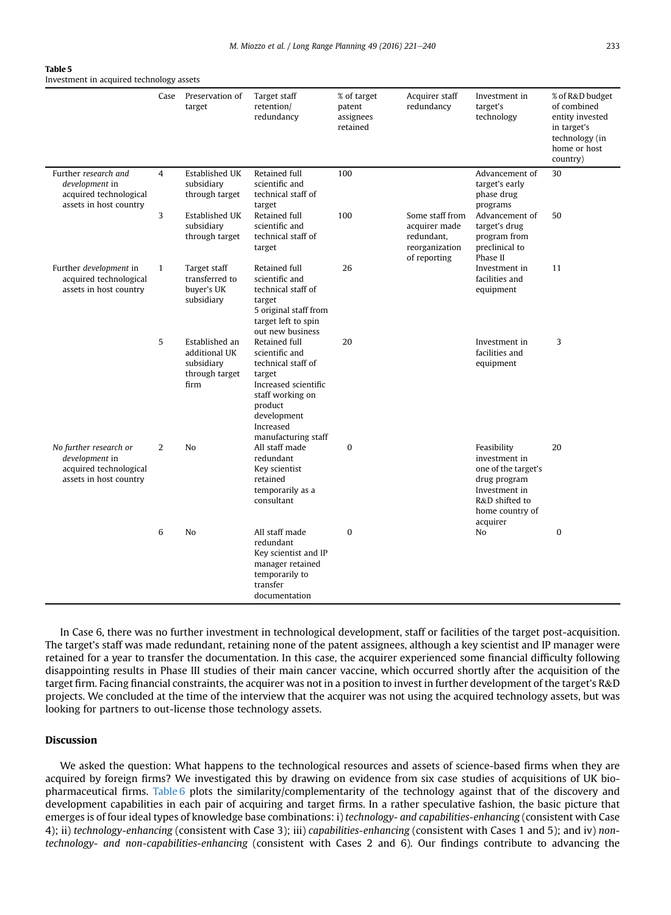**Table 5**
Investment in acquired technology assets

| | Case | Preservation of target | Target staff retention/ redundancy | % of target patent assignees retained | Acquirer staff redundancy | Investment in target's technology | % of R&D budget of combined entity invested in target's technology (in home or host country) |
|---|---|---|---|---|---|---|---|
| Further *research and development* in acquired technological assets in host country | 4 | Established UK subsidiary through target | Retained full scientific and technical staff of target | 100 | | Advancement of target's early phase drug programs | 30 |
| | 3 | Established UK subsidiary through target | Retained full scientific and technical staff of target | 100 | Some staff from acquirer made redundant, reorganization of reporting | Advancement of target's drug program from preclinical to Phase II | 50 |
| Further *development* in acquired technological assets in host country | 1 | Target staff transferred to buyer's UK subsidiary | Retained full scientific and technical staff of target<br>5 original staff from target left to spin out new business | 26 | | Investment in facilities and equipment | 11 |
| | 5 | Established an additional UK subsidiary through target firm | Retained full scientific and technical staff of target<br>Increased scientific staff working on product development<br>Increased manufacturing staff | 20 | | Investment in facilities and equipment | 3 |
| *No further research or development* in acquired technological assets in host country | 2 | No | All staff made redundant<br>Key scientist retained temporarily as a consultant | 0 | | Feasibility investment in one of the target's drug program<br>Investment in R&D shifted to home country of acquirer | 20 |
| | 6 | No | All staff made redundant<br>Key scientist and IP manager retained temporarily to transfer documentation | 0 | | No | 0 |

In Case 6, there was no further investment in technological development, staff or facilities of the target post-acquisition. The target's staff was made redundant, retaining none of the patent assignees, although a key scientist and IP manager were retained for a year to transfer the documentation. In this case, the acquirer experienced some financial difficulty following disappointing results in Phase III studies of their main cancer vaccine, which occurred shortly after the acquisition of the target firm. Facing financial constraints, the acquirer was not in a position to invest in further development of the target's R&D projects. We concluded at the time of the interview that the acquirer was not using the acquired technology assets, but was looking for partners to out-license those technology assets.

## Discussion

We asked the question: What happens to the technological resources and assets of science-based firms when they are acquired by foreign firms? We investigated this by drawing on evidence from six case studies of acquisitions of UK bio-pharmaceutical firms. Table 6 plots the similarity/complementarity of the technology against that of the discovery and development capabilities in each pair of acquiring and target firms. In a rather speculative fashion, the basic picture that emerges is of four ideal types of knowledge base combinations: i) *technology- and capabilities-enhancing* (consistent with Case 4); ii) *technology-enhancing* (consistent with Case 3); iii) *capabilities-enhancing* (consistent with Cases 1 and 5); and iv) *non-technology- and non-capabilities-enhancing* (consistent with Cases 2 and 6). Our findings contribute to advancing the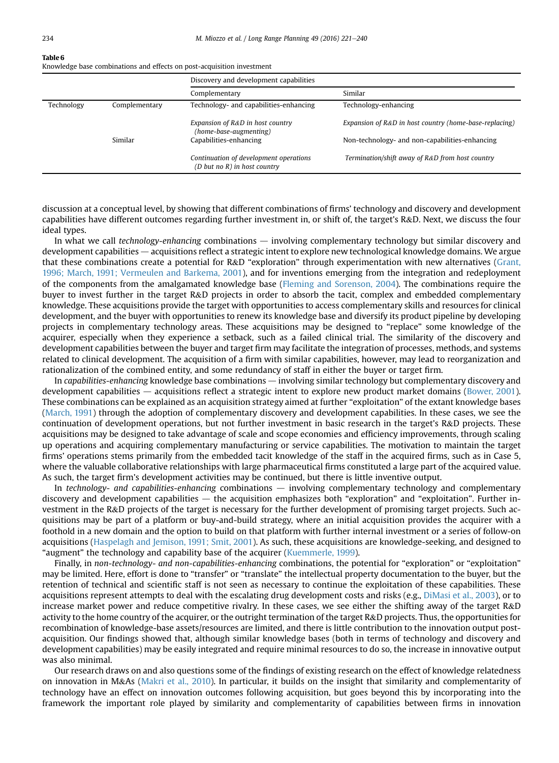**Table 6**
Knowledge base combinations and effects on post-acquisition investment

| | | Discovery and development capabilities | |
|---|---|---|---|
| | | Complementary | Similar |
| Technology | Complementary | Technology- and capabilities-enhancing<br><br>*Expansion of R&D in host country (home-base-augmenting)* | Technology-enhancing<br><br>*Expansion of R&D in host country (home-base-replacing)* |
| | Similar | Capabilities-enhancing<br><br>*Continuation of development operations (D but no R) in host country* | Non-technology- and non-capabilities-enhancing<br><br>*Termination/shift away of R&D from host country* |

discussion at a conceptual level, by showing that different combinations of firms' technology and discovery and development capabilities have different outcomes regarding further investment in, or shift of, the target's R&D. Next, we discuss the four ideal types.

In what we call *technology-enhancing* combinations — involving complementary technology but similar discovery and development capabilities — acquisitions reflect a strategic intent to explore new technological knowledge domains. We argue that these combinations create a potential for R&D "exploration" through experimentation with new alternatives (Grant, 1996; March, 1991; Vermeulen and Barkema, 2001), and for inventions emerging from the integration and redeployment of the components from the amalgamated knowledge base (Fleming and Sorenson, 2004). The combinations require the buyer to invest further in the target R&D projects in order to absorb the tacit, complex and embedded complementary knowledge. These acquisitions provide the target with opportunities to access complementary skills and resources for clinical development, and the buyer with opportunities to renew its knowledge base and diversify its product pipeline by developing projects in complementary technology areas. These acquisitions may be designed to "replace" some knowledge of the acquirer, especially when they experience a setback, such as a failed clinical trial. The similarity of the discovery and development capabilities between the buyer and target firm may facilitate the integration of processes, methods, and systems related to clinical development. The acquisition of a firm with similar capabilities, however, may lead to reorganization and rationalization of the combined entity, and some redundancy of staff in either the buyer or target firm.

In *capabilities-enhancing* knowledge base combinations — involving similar technology but complementary discovery and development capabilities — acquisitions reflect a strategic intent to explore new product market domains (Bower, 2001). These combinations can be explained as an acquisition strategy aimed at further "exploitation" of the extant knowledge bases (March, 1991) through the adoption of complementary discovery and development capabilities. In these cases, we see the continuation of development operations, but not further investment in basic research in the target's R&D projects. These acquisitions may be designed to take advantage of scale and scope economies and efficiency improvements, through scaling up operations and acquiring complementary manufacturing or service capabilities. The motivation to maintain the target firms' operations stems primarily from the embedded tacit knowledge of the staff in the acquired firms, such as in Case 5, where the valuable collaborative relationships with large pharmaceutical firms constituted a large part of the acquired value. As such, the target firm's development activities may be continued, but there is little inventive output.

In *technology- and capabilities-enhancing* combinations — involving complementary technology and complementary discovery and development capabilities — the acquisition emphasizes both "exploration" and "exploitation". Further investment in the R&D projects of the target is necessary for the further development of promising target projects. Such acquisitions may be part of a platform or buy-and-build strategy, where an initial acquisition provides the acquirer with a foothold in a new domain and the option to build on that platform with further internal investment or a series of follow-on acquisitions (Haspelagh and Jemison, 1991; Smit, 2001). As such, these acquisitions are knowledge-seeking, and designed to "augment" the technology and capability base of the acquirer (Kuemmerle, 1999).

Finally, in *non-technology- and non-capabilities-enhancing* combinations, the potential for "exploration" or "exploitation" may be limited. Here, effort is done to "transfer" or "translate" the intellectual property documentation to the buyer, but the retention of technical and scientific staff is not seen as necessary to continue the exploitation of these capabilities. These acquisitions represent attempts to deal with the escalating drug development costs and risks (e.g., DiMasi et al., 2003), or to increase market power and reduce competitive rivalry. In these cases, we see either the shifting away of the target R&D activity to the home country of the acquirer, or the outright termination of the target R&D projects. Thus, the opportunities for recombination of knowledge-base assets/resources are limited, and there is little contribution to the innovation output post-acquisition. Our findings showed that, although similar knowledge bases (both in terms of technology and discovery and development capabilities) may be easily integrated and require minimal resources to do so, the increase in innovative output was also minimal.

Our research draws on and also questions some of the findings of existing research on the effect of knowledge relatedness on innovation in M&As (Makri et al., 2010). In particular, it builds on the insight that similarity and complementarity of technology have an effect on innovation outcomes following acquisition, but goes beyond this by incorporating into the framework the important role played by similarity and complementarity of capabilities between firms in innovation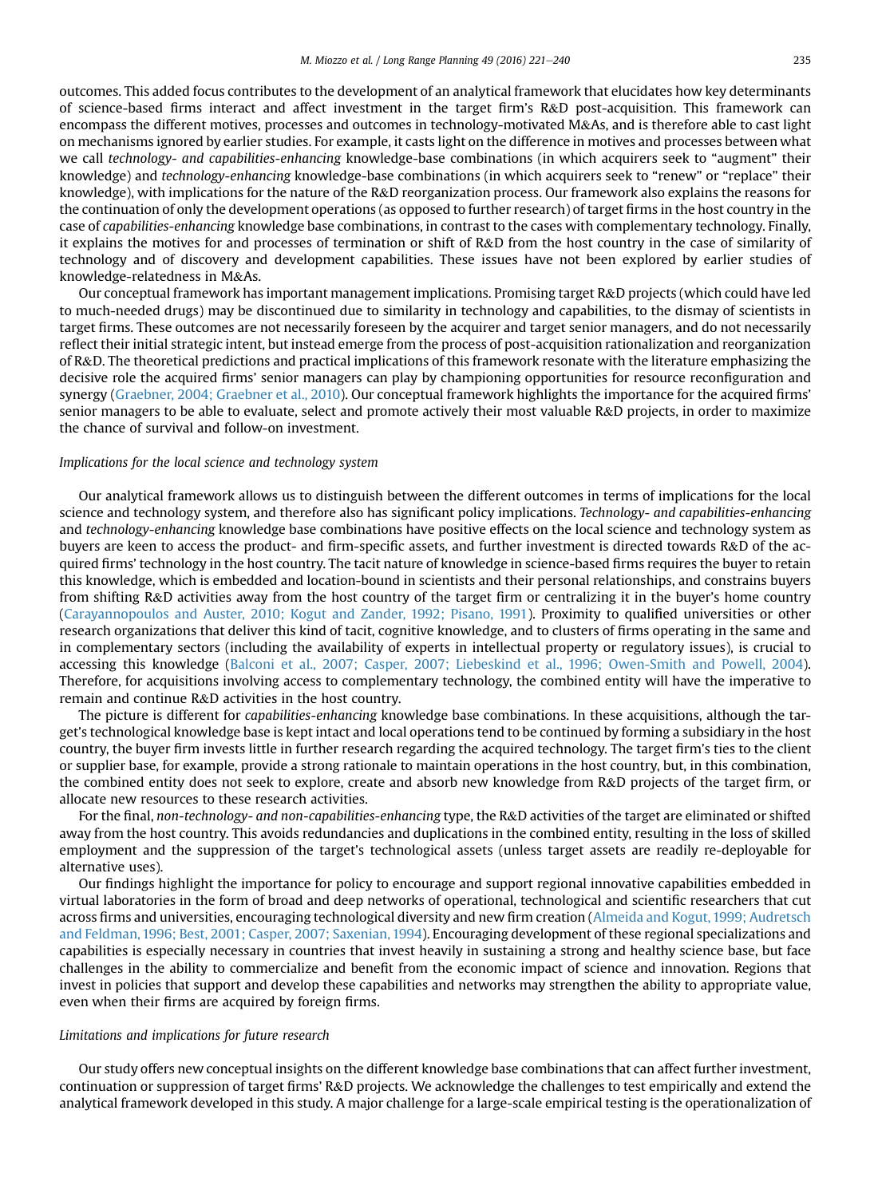outcomes. This added focus contributes to the development of an analytical framework that elucidates how key determinants of science-based firms interact and affect investment in the target firm's R&D post-acquisition. This framework can encompass the different motives, processes and outcomes in technology-motivated M&As, and is therefore able to cast light on mechanisms ignored by earlier studies. For example, it casts light on the difference in motives and processes between what we call *technology- and capabilities-enhancing* knowledge-base combinations (in which acquirers seek to "augment" their knowledge) and *technology-enhancing* knowledge-base combinations (in which acquirers seek to "renew" or "replace" their knowledge), with implications for the nature of the R&D reorganization process. Our framework also explains the reasons for the continuation of only the development operations (as opposed to further research) of target firms in the host country in the case of *capabilities-enhancing* knowledge base combinations, in contrast to the cases with complementary technology. Finally, it explains the motives for and processes of termination or shift of R&D from the host country in the case of similarity of technology and of discovery and development capabilities. These issues have not been explored by earlier studies of knowledge-relatedness in M&As.

Our conceptual framework has important management implications. Promising target R&D projects (which could have led to much-needed drugs) may be discontinued due to similarity in technology and capabilities, to the dismay of scientists in target firms. These outcomes are not necessarily foreseen by the acquirer and target senior managers, and do not necessarily reflect their initial strategic intent, but instead emerge from the process of post-acquisition rationalization and reorganization of R&D. The theoretical predictions and practical implications of this framework resonate with the literature emphasizing the decisive role the acquired firms' senior managers can play by championing opportunities for resource reconfiguration and synergy (Graebner, 2004; Graebner et al., 2010). Our conceptual framework highlights the importance for the acquired firms' senior managers to be able to evaluate, select and promote actively their most valuable R&D projects, in order to maximize the chance of survival and follow-on investment.

*Implications for the local science and technology system*

Our analytical framework allows us to distinguish between the different outcomes in terms of implications for the local science and technology system, and therefore also has significant policy implications. *Technology- and capabilities-enhancing* and *technology-enhancing* knowledge base combinations have positive effects on the local science and technology system as buyers are keen to access the product- and firm-specific assets, and further investment is directed towards R&D of the acquired firms' technology in the host country. The tacit nature of knowledge in science-based firms requires the buyer to retain this knowledge, which is embedded and location-bound in scientists and their personal relationships, and constrains buyers from shifting R&D activities away from the host country of the target firm or centralizing it in the buyer's home country (Carayannopoulos and Auster, 2010; Kogut and Zander, 1992; Pisano, 1991). Proximity to qualified universities or other research organizations that deliver this kind of tacit, cognitive knowledge, and to clusters of firms operating in the same and in complementary sectors (including the availability of experts in intellectual property or regulatory issues), is crucial to accessing this knowledge (Balconi et al., 2007; Casper, 2007; Liebeskind et al., 1996; Owen-Smith and Powell, 2004). Therefore, for acquisitions involving access to complementary technology, the combined entity will have the imperative to remain and continue R&D activities in the host country.

The picture is different for *capabilities-enhancing* knowledge base combinations. In these acquisitions, although the target's technological knowledge base is kept intact and local operations tend to be continued by forming a subsidiary in the host country, the buyer firm invests little in further research regarding the acquired technology. The target firm's ties to the client or supplier base, for example, provide a strong rationale to maintain operations in the host country, but, in this combination, the combined entity does not seek to explore, create and absorb new knowledge from R&D projects of the target firm, or allocate new resources to these research activities.

For the final, *non-technology- and non-capabilities-enhancing* type, the R&D activities of the target are eliminated or shifted away from the host country. This avoids redundancies and duplications in the combined entity, resulting in the loss of skilled employment and the suppression of the target's technological assets (unless target assets are readily re-deployable for alternative uses).

Our findings highlight the importance for policy to encourage and support regional innovative capabilities embedded in virtual laboratories in the form of broad and deep networks of operational, technological and scientific researchers that cut across firms and universities, encouraging technological diversity and new firm creation (Almeida and Kogut, 1999; Audretsch and Feldman, 1996; Best, 2001; Casper, 2007; Saxenian, 1994). Encouraging development of these regional specializations and capabilities is especially necessary in countries that invest heavily in sustaining a strong and healthy science base, but face challenges in the ability to commercialize and benefit from the economic impact of science and innovation. Regions that invest in policies that support and develop these capabilities and networks may strengthen the ability to appropriate value, even when their firms are acquired by foreign firms.

*Limitations and implications for future research*

Our study offers new conceptual insights on the different knowledge base combinations that can affect further investment, continuation or suppression of target firms' R&D projects. We acknowledge the challenges to test empirically and extend the analytical framework developed in this study. A major challenge for a large-scale empirical testing is the operationalization of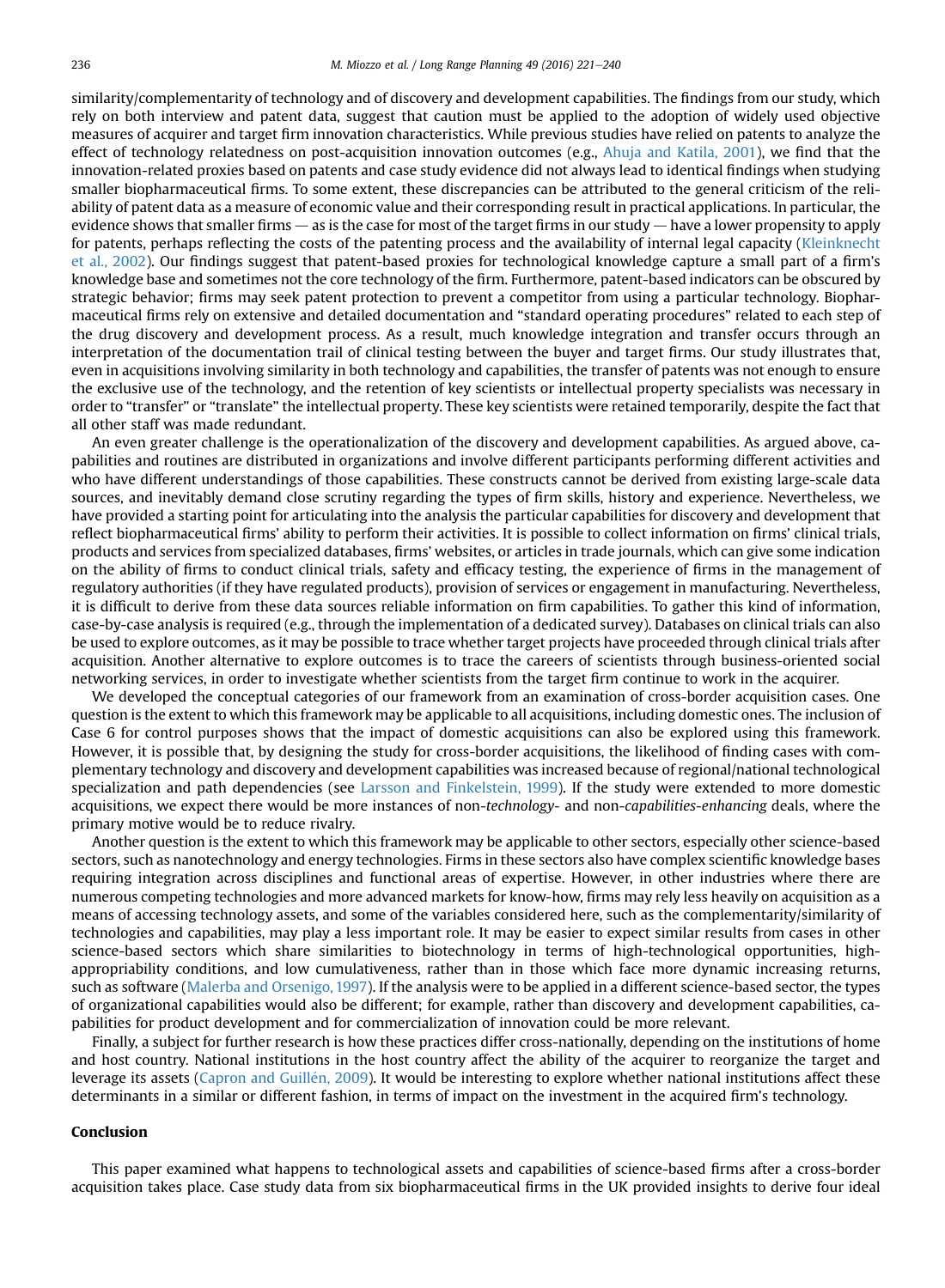similarity/complementarity of technology and of discovery and development capabilities. The findings from our study, which rely on both interview and patent data, suggest that caution must be applied to the adoption of widely used objective measures of acquirer and target firm innovation characteristics. While previous studies have relied on patents to analyze the effect of technology relatedness on post-acquisition innovation outcomes (e.g., Ahuja and Katila, 2001), we find that the innovation-related proxies based on patents and case study evidence did not always lead to identical findings when studying smaller biopharmaceutical firms. To some extent, these discrepancies can be attributed to the general criticism of the reliability of patent data as a measure of economic value and their corresponding result in practical applications. In particular, the evidence shows that smaller firms — as is the case for most of the target firms in our study — have a lower propensity to apply for patents, perhaps reflecting the costs of the patenting process and the availability of internal legal capacity (Kleinknecht et al., 2002). Our findings suggest that patent-based proxies for technological knowledge capture a small part of a firm's knowledge base and sometimes not the core technology of the firm. Furthermore, patent-based indicators can be obscured by strategic behavior; firms may seek patent protection to prevent a competitor from using a particular technology. Biopharmaceutical firms rely on extensive and detailed documentation and "standard operating procedures" related to each step of the drug discovery and development process. As a result, much knowledge integration and transfer occurs through an interpretation of the documentation trail of clinical testing between the buyer and target firms. Our study illustrates that, even in acquisitions involving similarity in both technology and capabilities, the transfer of patents was not enough to ensure the exclusive use of the technology, and the retention of key scientists or intellectual property specialists was necessary in order to "transfer" or "translate" the intellectual property. These key scientists were retained temporarily, despite the fact that all other staff was made redundant.

An even greater challenge is the operationalization of the discovery and development capabilities. As argued above, capabilities and routines are distributed in organizations and involve different participants performing different activities and who have different understandings of those capabilities. These constructs cannot be derived from existing large-scale data sources, and inevitably demand close scrutiny regarding the types of firm skills, history and experience. Nevertheless, we have provided a starting point for articulating into the analysis the particular capabilities for discovery and development that reflect biopharmaceutical firms' ability to perform their activities. It is possible to collect information on firms' clinical trials, products and services from specialized databases, firms' websites, or articles in trade journals, which can give some indication on the ability of firms to conduct clinical trials, safety and efficacy testing, the experience of firms in the management of regulatory authorities (if they have regulated products), provision of services or engagement in manufacturing. Nevertheless, it is difficult to derive from these data sources reliable information on firm capabilities. To gather this kind of information, case-by-case analysis is required (e.g., through the implementation of a dedicated survey). Databases on clinical trials can also be used to explore outcomes, as it may be possible to trace whether target projects have proceeded through clinical trials after acquisition. Another alternative to explore outcomes is to trace the careers of scientists through business-oriented social networking services, in order to investigate whether scientists from the target firm continue to work in the acquirer.

We developed the conceptual categories of our framework from an examination of cross-border acquisition cases. One question is the extent to which this framework may be applicable to all acquisitions, including domestic ones. The inclusion of Case 6 for control purposes shows that the impact of domestic acquisitions can also be explored using this framework. However, it is possible that, by designing the study for cross-border acquisitions, the likelihood of finding cases with complementary technology and discovery and development capabilities was increased because of regional/national technological specialization and path dependencies (see Larsson and Finkelstein, 1999). If the study were extended to more domestic acquisitions, we expect there would be more instances of non-*technology*- and non-*capabilities-enhancing* deals, where the primary motive would be to reduce rivalry.

Another question is the extent to which this framework may be applicable to other sectors, especially other science-based sectors, such as nanotechnology and energy technologies. Firms in these sectors also have complex scientific knowledge bases requiring integration across disciplines and functional areas of expertise. However, in other industries where there are numerous competing technologies and more advanced markets for know-how, firms may rely less heavily on acquisition as a means of accessing technology assets, and some of the variables considered here, such as the complementarity/similarity of technologies and capabilities, may play a less important role. It may be easier to expect similar results from cases in other science-based sectors which share similarities to biotechnology in terms of high-technological opportunities, high-appropriability conditions, and low cumulativeness, rather than in those which face more dynamic increasing returns, such as software (Malerba and Orsenigo, 1997). If the analysis were to be applied in a different science-based sector, the types of organizational capabilities would also be different; for example, rather than discovery and development capabilities, capabilities for product development and for commercialization of innovation could be more relevant.

Finally, a subject for further research is how these practices differ cross-nationally, depending on the institutions of home and host country. National institutions in the host country affect the ability of the acquirer to reorganize the target and leverage its assets (Capron and Guillén, 2009). It would be interesting to explore whether national institutions affect these determinants in a similar or different fashion, in terms of impact on the investment in the acquired firm's technology.

## Conclusion

This paper examined what happens to technological assets and capabilities of science-based firms after a cross-border acquisition takes place. Case study data from six biopharmaceutical firms in the UK provided insights to derive four ideal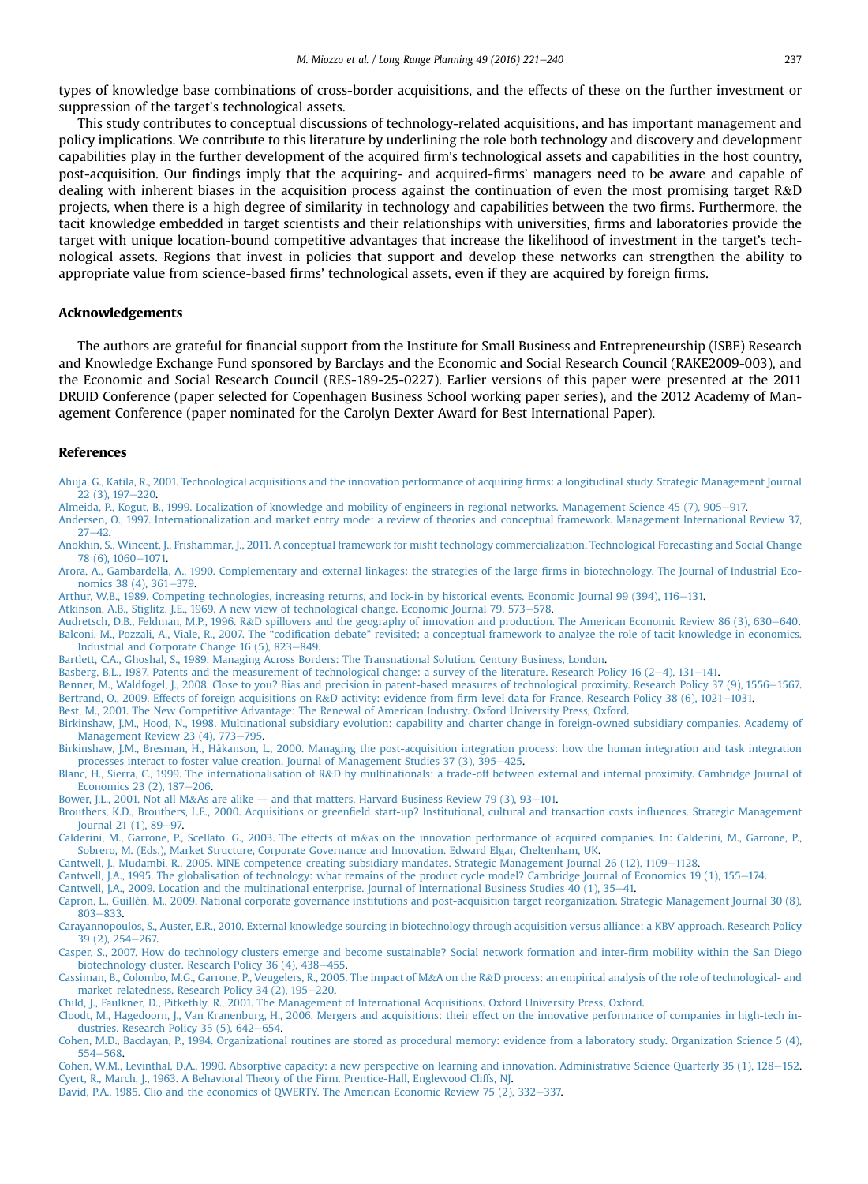types of knowledge base combinations of cross-border acquisitions, and the effects of these on the further investment or suppression of the target's technological assets.

This study contributes to conceptual discussions of technology-related acquisitions, and has important management and policy implications. We contribute to this literature by underlining the role both technology and discovery and development capabilities play in the further development of the acquired firm's technological assets and capabilities in the host country, post-acquisition. Our findings imply that the acquiring- and acquired-firms' managers need to be aware and capable of dealing with inherent biases in the acquisition process against the continuation of even the most promising target R&D projects, when there is a high degree of similarity in technology and capabilities between the two firms. Furthermore, the tacit knowledge embedded in target scientists and their relationships with universities, firms and laboratories provide the target with unique location-bound competitive advantages that increase the likelihood of investment in the target's technological assets. Regions that invest in policies that support and develop these networks can strengthen the ability to appropriate value from science-based firms' technological assets, even if they are acquired by foreign firms.

## Acknowledgements

The authors are grateful for financial support from the Institute for Small Business and Entrepreneurship (ISBE) Research and Knowledge Exchange Fund sponsored by Barclays and the Economic and Social Research Council (RAKE2009-003), and the Economic and Social Research Council (RES-189-25-0227). Earlier versions of this paper were presented at the 2011 DRUID Conference (paper selected for Copenhagen Business School working paper series), and the 2012 Academy of Management Conference (paper nominated for the Carolyn Dexter Award for Best International Paper).

## References

Ahuja, G., Katila, R., 2001. Technological acquisitions and the innovation performance of acquiring firms: a longitudinal study. Strategic Management Journal 22 (3), 197–220.

Almeida, P., Kogut, B., 1999. Localization of knowledge and mobility of engineers in regional networks. Management Science 45 (7), 905–917.

Andersen, O., 1997. Internationalization and market entry mode: a review of theories and conceptual framework. Management International Review 37, 27–42.

Anokhin, S., Wincent, J., Frishammar, J., 2011. A conceptual framework for misfit technology commercialization. Technological Forecasting and Social Change 78 (6), 1060–1071.

Arora, A., Gambardella, A., 1990. Complementary and external linkages: the strategies of the large firms in biotechnology. The Journal of Industrial Economics 38 (4), 361–379.

Arthur, W.B., 1989. Competing technologies, increasing returns, and lock-in by historical events. Economic Journal 99 (394), 116–131.

Atkinson, A.B., Stiglitz, J.E., 1969. A new view of technological change. Economic Journal 79, 573–578.

Audretsch, D.B., Feldman, M.P., 1996. R&D spillovers and the geography of innovation and production. The American Economic Review 86 (3), 630–640.

Balconi, M., Pozzali, A., Viale, R., 2007. The "codification debate" revisited: a conceptual framework to analyze the role of tacit knowledge in economics. Industrial and Corporate Change 16 (5), 823–849.

Bartlett, C.A., Ghoshal, S., 1989. Managing Across Borders: The Transnational Solution. Century Business, London.

Basberg, B.L., 1987. Patents and the measurement of technological change: a survey of the literature. Research Policy 16 (2–4), 131–141.

Benner, M., Waldfogel, J., 2008. Close to you? Bias and precision in patent-based measures of technological proximity. Research Policy 37 (9), 1556–1567.

Bertrand, O., 2009. Effects of foreign acquisitions on R&D activity: evidence from firm-level data for France. Research Policy 38 (6), 1021–1031.

Best, M., 2001. The New Competitive Advantage: The Renewal of American Industry. Oxford University Press, Oxford.

Birkinshaw, J.M., Hood, N., 1998. Multinational subsidiary evolution: capability and charter change in foreign-owned subsidiary companies. Academy of Management Review 23 (4), 773–795.

Birkinshaw, J.M., Bresman, H., Håkanson, L., 2000. Managing the post-acquisition integration process: how the human integration and task integration processes interact to foster value creation. Journal of Management Studies 37 (3), 395–425.

Blanc, H., Sierra, C., 1999. The internationalisation of R&D by multinationals: a trade-off between external and internal proximity. Cambridge Journal of Economics 23 (2), 187–206.

Bower, J.L., 2001. Not all M&As are alike — and that matters. Harvard Business Review 79 (3), 93–101.

Brouthers, K.D., Brouthers, L.E., 2000. Acquisitions or greenfield start-up? Institutional, cultural and transaction costs influences. Strategic Management Journal 21 (1), 89–97.

Calderini, M., Garrone, P., Scellato, G., 2003. The effects of m&as on the innovation performance of acquired companies. In: Calderini, M., Garrone, P., Sobrero, M. (Eds.), Market Structure, Corporate Governance and Innovation. Edward Elgar, Cheltenham, UK.

Cantwell, J., Mudambi, R., 2005. MNE competence-creating subsidiary mandates. Strategic Management Journal 26 (12), 1109–1128.

Cantwell, J.A., 1995. The globalisation of technology: what remains of the product cycle model? Cambridge Journal of Economics 19 (1), 155–174.

Cantwell, J.A., 2009. Location and the multinational enterprise. Journal of International Business Studies 40 (1), 35–41.

Capron, L., Guillén, M., 2009. National corporate governance institutions and post-acquisition target reorganization. Strategic Management Journal 30 (8), 803–833.

Carayannopoulos, S., Auster, E.R., 2010. External knowledge sourcing in biotechnology through acquisition versus alliance: a KBV approach. Research Policy 39 (2), 254–267.

Casper, S., 2007. How do technology clusters emerge and become sustainable? Social network formation and inter-firm mobility within the San Diego biotechnology cluster. Research Policy 36 (4), 438–455.

Cassiman, B., Colombo, M.G., Garrone, P., Veugelers, R., 2005. The impact of M&A on the R&D process: an empirical analysis of the role of technological- and market-relatedness. Research Policy 34 (2), 195–220.

Child, J., Faulkner, D., Pitkethly, R., 2001. The Management of International Acquisitions. Oxford University Press, Oxford.

Cloodt, M., Hagedoorn, J., Van Kranenburg, H., 2006. Mergers and acquisitions: their effect on the innovative performance of companies in high-tech industries. Research Policy 35 (5), 642–654.

Cohen, M.D., Bacdayan, P., 1994. Organizational routines are stored as procedural memory: evidence from a laboratory study. Organization Science 5 (4), 554–568.

Cohen, W.M., Levinthal, D.A., 1990. Absorptive capacity: a new perspective on learning and innovation. Administrative Science Quarterly 35 (1), 128–152.

Cyert, R., March, J., 1963. A Behavioral Theory of the Firm. Prentice-Hall, Englewood Cliffs, NJ.

David, P.A., 1985. Clio and the economics of QWERTY. The American Economic Review 75 (2), 332–337.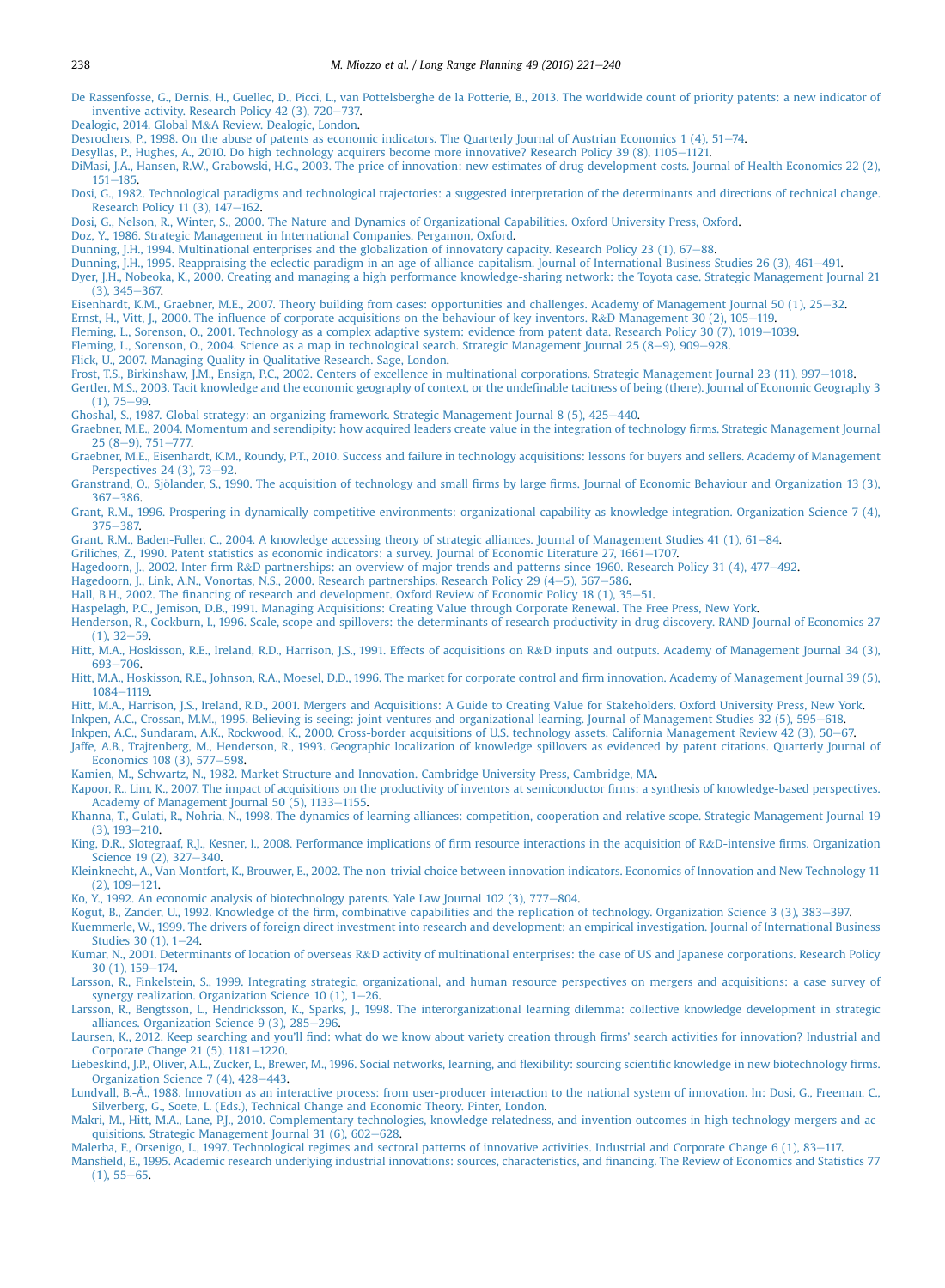De Rassenfosse, G., Dernis, H., Guellec, D., Picci, L., van Pottelsberghe de la Potterie, B., 2013. The worldwide count of priority patents: a new indicator of inventive activity. Research Policy 42 (3), 720–737.

Dealogic, 2014. Global M&A Review. Dealogic, London.

Desrochers, P., 1998. On the abuse of patents as economic indicators. The Quarterly Journal of Austrian Economics 1 (4), 51–74.

Desyllas, P., Hughes, A., 2010. Do high technology acquirers become more innovative? Research Policy 39 (8), 1105–1121.

DiMasi, J.A., Hansen, R.W., Grabowski, H.G., 2003. The price of innovation: new estimates of drug development costs. Journal of Health Economics 22 (2), 151–185.

Dosi, G., 1982. Technological paradigms and technological trajectories: a suggested interpretation of the determinants and directions of technical change. Research Policy 11 (3), 147–162.

Dosi, G., Nelson, R., Winter, S., 2000. The Nature and Dynamics of Organizational Capabilities. Oxford University Press, Oxford.

Doz, Y., 1986. Strategic Management in International Companies. Pergamon, Oxford.

Dunning, J.H., 1994. Multinational enterprises and the globalization of innovatory capacity. Research Policy 23 (1), 67–88.

Dunning, J.H., 1995. Reappraising the eclectic paradigm in an age of alliance capitalism. Journal of International Business Studies 26 (3), 461–491.

Dyer, J.H., Nobeoka, K., 2000. Creating and managing a high performance knowledge-sharing network: the Toyota case. Strategic Management Journal 21 (3), 345–367.

Eisenhardt, K.M., Graebner, M.E., 2007. Theory building from cases: opportunities and challenges. Academy of Management Journal 50 (1), 25–32.

Ernst, H., Vitt, J., 2000. The influence of corporate acquisitions on the behaviour of key inventors. R&D Management 30 (2), 105–119.

Fleming, L., Sorenson, O., 2001. Technology as a complex adaptive system: evidence from patent data. Research Policy 30 (7), 1019–1039.

Fleming, L., Sorenson, O., 2004. Science as a map in technological search. Strategic Management Journal 25 (8–9), 909–928.

Flick, U., 2007. Managing Quality in Qualitative Research. Sage, London.

Frost, T.S., Birkinshaw, J.M., Ensign, P.C., 2002. Centers of excellence in multinational corporations. Strategic Management Journal 23 (11), 997–1018.

Gertler, M.S., 2003. Tacit knowledge and the economic geography of context, or the undefinable tacitness of being (there). Journal of Economic Geography 3 (1), 75–99.

Ghoshal, S., 1987. Global strategy: an organizing framework. Strategic Management Journal 8 (5), 425–440.

Graebner, M.E., 2004. Momentum and serendipity: how acquired leaders create value in the integration of technology firms. Strategic Management Journal 25 (8–9), 751–777.

Graebner, M.E., Eisenhardt, K.M., Roundy, P.T., 2010. Success and failure in technology acquisitions: lessons for buyers and sellers. Academy of Management Perspectives 24 (3), 73–92.

Granstrand, O., Sjölander, S., 1990. The acquisition of technology and small firms by large firms. Journal of Economic Behaviour and Organization 13 (3), 367–386.

Grant, R.M., 1996. Prospering in dynamically-competitive environments: organizational capability as knowledge integration. Organization Science 7 (4), 375–387.

Grant, R.M., Baden-Fuller, C., 2004. A knowledge accessing theory of strategic alliances. Journal of Management Studies 41 (1), 61–84.

Griliches, Z., 1990. Patent statistics as economic indicators: a survey. Journal of Economic Literature 27, 1661–1707.

Hagedoorn, J., 2002. Inter-firm R&D partnerships: an overview of major trends and patterns since 1960. Research Policy 31 (4), 477–492.

Hagedoorn, J., Link, A.N., Vonortas, N.S., 2000. Research partnerships. Research Policy 29 (4–5), 567–586.

Hall, B.H., 2002. The financing of research and development. Oxford Review of Economic Policy 18 (1), 35–51.

Haspelagh, P.C., Jemison, D.B., 1991. Managing Acquisitions: Creating Value through Corporate Renewal. The Free Press, New York.

Henderson, R., Cockburn, I., 1996. Scale, scope and spillovers: the determinants of research productivity in drug discovery. RAND Journal of Economics 27 (1), 32–59.

Hitt, M.A., Hoskisson, R.E., Ireland, R.D., Harrison, J.S., 1991. Effects of acquisitions on R&D inputs and outputs. Academy of Management Journal 34 (3), 693–706.

Hitt, M.A., Hoskisson, R.E., Johnson, R.A., Moesel, D.D., 1996. The market for corporate control and firm innovation. Academy of Management Journal 39 (5), 1084–1119.

Hitt, M.A., Harrison, J.S., Ireland, R.D., 2001. Mergers and Acquisitions: A Guide to Creating Value for Stakeholders. Oxford University Press, New York.

Inkpen, A.C., Crossan, M.M., 1995. Believing is seeing: joint ventures and organizational learning. Journal of Management Studies 32 (5), 595–618.

Inkpen, A.C., Sundaram, A.K., Rockwood, K., 2000. Cross-border acquisitions of U.S. technology assets. California Management Review 42 (3), 50–67.

Jaffe, A.B., Trajtenberg, M., Henderson, R., 1993. Geographic localization of knowledge spillovers as evidenced by patent citations. Quarterly Journal of Economics 108 (3), 577–598.

Kamien, M., Schwartz, N., 1982. Market Structure and Innovation. Cambridge University Press, Cambridge, MA.

Kapoor, R., Lim, K., 2007. The impact of acquisitions on the productivity of inventors at semiconductor firms: a synthesis of knowledge-based perspectives. Academy of Management Journal 50 (5), 1133–1155.

Khanna, T., Gulati, R., Nohria, N., 1998. The dynamics of learning alliances: competition, cooperation and relative scope. Strategic Management Journal 19 (3), 193–210.

King, D.R., Slotegraaf, R.J., Kesner, I., 2008. Performance implications of firm resource interactions in the acquisition of R&D-intensive firms. Organization Science 19 (2), 327–340.

Kleinknecht, A., Van Montfort, K., Brouwer, E., 2002. The non-trivial choice between innovation indicators. Economics of Innovation and New Technology 11 (2), 109–121.

Ko, Y., 1992. An economic analysis of biotechnology patents. Yale Law Journal 102 (3), 777–804.

Kogut, B., Zander, U., 1992. Knowledge of the firm, combinative capabilities and the replication of technology. Organization Science 3 (3), 383–397.

Kuemmerle, W., 1999. The drivers of foreign direct investment into research and development: an empirical investigation. Journal of International Business Studies 30 (1), 1–24.

Kumar, N., 2001. Determinants of location of overseas R&D activity of multinational enterprises: the case of US and Japanese corporations. Research Policy 30 (1), 159–174.

Larsson, R., Finkelstein, S., 1999. Integrating strategic, organizational, and human resource perspectives on mergers and acquisitions: a case survey of synergy realization. Organization Science 10 (1), 1–26.

Larsson, R., Bengtsson, L., Hendricksson, K., Sparks, J., 1998. The interorganizational learning dilemma: collective knowledge development in strategic alliances. Organization Science 9 (3), 285–296.

Laursen, K., 2012. Keep searching and you'll find: what do we know about variety creation through firms' search activities for innovation? Industrial and Corporate Change 21 (5), 1181–1220.

Liebeskind, J.P., Oliver, A.L., Zucker, L., Brewer, M., 1996. Social networks, learning, and flexibility: sourcing scientific knowledge in new biotechnology firms. Organization Science 7 (4), 428–443.

Lundvall, B.-Å., 1988. Innovation as an interactive process: from user-producer interaction to the national system of innovation. In: Dosi, G., Freeman, C., Silverberg, G., Soete, L. (Eds.), Technical Change and Economic Theory. Pinter, London.

Makri, M., Hitt, M.A., Lane, P.J., 2010. Complementary technologies, knowledge relatedness, and invention outcomes in high technology mergers and acquisitions. Strategic Management Journal 31 (6), 602–628.

Malerba, F., Orsenigo, L., 1997. Technological regimes and sectoral patterns of innovative activities. Industrial and Corporate Change 6 (1), 83–117.

Mansfield, E., 1995. Academic research underlying industrial innovations: sources, characteristics, and financing. The Review of Economics and Statistics 77 (1), 55–65.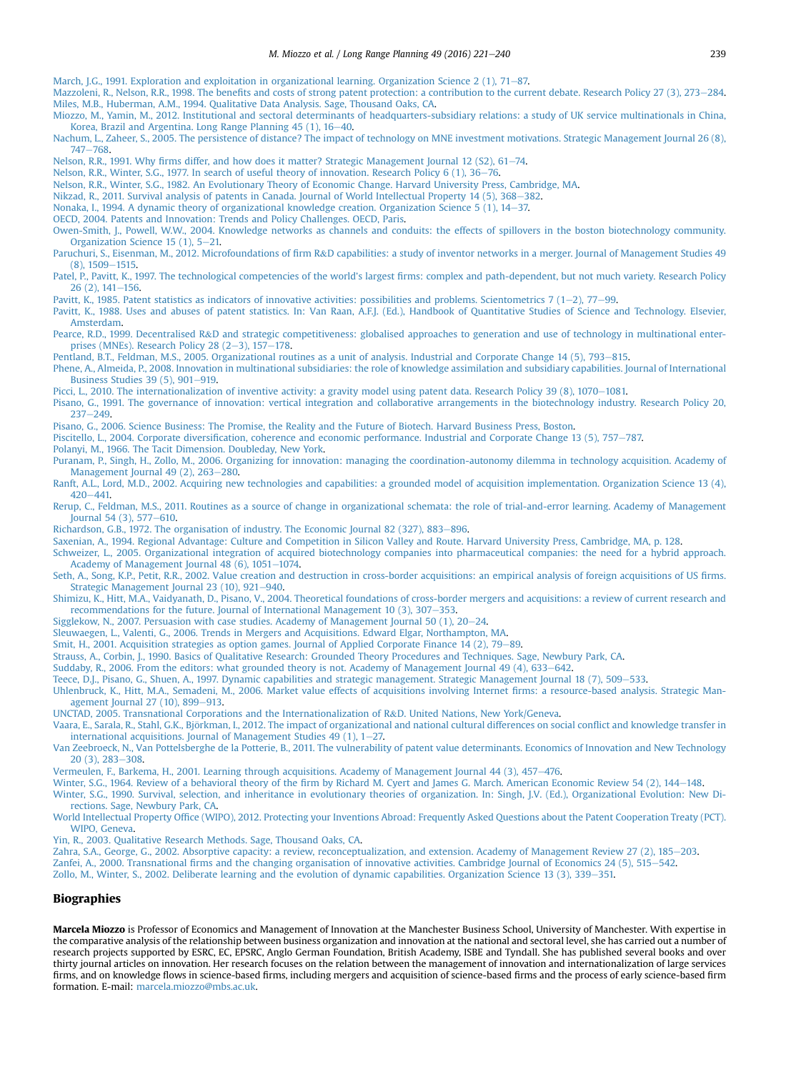March, J.G., 1991. Exploration and exploitation in organizational learning. Organization Science 2 (1), 71–87.

Mazzoleni, R., Nelson, R.R., 1998. The benefits and costs of strong patent protection: a contribution to the current debate. Research Policy 27 (3), 273–284.

Miles, M.B., Huberman, A.M., 1994. Qualitative Data Analysis. Sage, Thousand Oaks, CA.

Miozzo, M., Yamin, M., 2012. Institutional and sectoral determinants of headquarters-subsidiary relations: a study of UK service multinationals in China, Korea, Brazil and Argentina. Long Range Planning 45 (1), 16–40.

Nachum, L., Zaheer, S., 2005. The persistence of distance? The impact of technology on MNE investment motivations. Strategic Management Journal 26 (8), 747–768.

Nelson, R.R., 1991. Why firms differ, and how does it matter? Strategic Management Journal 12 (S2), 61–74.

Nelson, R.R., Winter, S.G., 1977. In search of useful theory of innovation. Research Policy 6 (1), 36–76.

Nelson, R.R., Winter, S.G., 1982. An Evolutionary Theory of Economic Change. Harvard University Press, Cambridge, MA.

Nikzad, R., 2011. Survival analysis of patents in Canada. Journal of World Intellectual Property 14 (5), 368–382.

Nonaka, I., 1994. A dynamic theory of organizational knowledge creation. Organization Science 5 (1), 14–37.

OECD, 2004. Patents and Innovation: Trends and Policy Challenges. OECD, Paris.

Owen-Smith, J., Powell, W.W., 2004. Knowledge networks as channels and conduits: the effects of spillovers in the boston biotechnology community. Organization Science 15 (1), 5–21.

Paruchuri, S., Eisenman, M., 2012. Microfoundations of firm R&D capabilities: a study of inventor networks in a merger. Journal of Management Studies 49 (8), 1509–1515.

Patel, P., Pavitt, K., 1997. The technological competencies of the world's largest firms: complex and path-dependent, but not much variety. Research Policy 26 (2), 141–156.

Pavitt, K., 1985. Patent statistics as indicators of innovative activities: possibilities and problems. Scientometrics 7 (1–2), 77–99.

Pavitt, K., 1988. Uses and abuses of patent statistics. In: Van Raan, A.F.J. (Ed.), Handbook of Quantitative Studies of Science and Technology. Elsevier, Amsterdam.

Pearce, R.D., 1999. Decentralised R&D and strategic competitiveness: globalised approaches to generation and use of technology in multinational enterprises (MNEs). Research Policy 28 (2–3), 157–178.

Pentland, B.T., Feldman, M.S., 2005. Organizational routines as a unit of analysis. Industrial and Corporate Change 14 (5), 793–815.

Phene, A., Almeida, P., 2008. Innovation in multinational subsidiaries: the role of knowledge assimilation and subsidiary capabilities. Journal of International Business Studies 39 (5), 901–919.

Picci, L., 2010. The internationalization of inventive activity: a gravity model using patent data. Research Policy 39 (8), 1070–1081.

Pisano, G., 1991. The governance of innovation: vertical integration and collaborative arrangements in the biotechnology industry. Research Policy 20, 237–249.

Pisano, G., 2006. Science Business: The Promise, the Reality and the Future of Biotech. Harvard Business Press, Boston.

Piscitello, L., 2004. Corporate diversification, coherence and economic performance. Industrial and Corporate Change 13 (5), 757–787.

Polanyi, M., 1966. The Tacit Dimension. Doubleday, New York.

Puranam, P., Singh, H., Zollo, M., 2006. Organizing for innovation: managing the coordination-autonomy dilemma in technology acquisition. Academy of Management Journal 49 (2), 263–280.

Ranft, A.L., Lord, M.D., 2002. Acquiring new technologies and capabilities: a grounded model of acquisition implementation. Organization Science 13 (4), 420–441.

Rerup, C., Feldman, M.S., 2011. Routines as a source of change in organizational schemata: the role of trial-and-error learning. Academy of Management Journal 54 (3), 577–610.

Richardson, G.B., 1972. The organisation of industry. The Economic Journal 82 (327), 883–896.

Saxenian, A., 1994. Regional Advantage: Culture and Competition in Silicon Valley and Route. Harvard University Press, Cambridge, MA, p. 128.

Schweizer, L., 2005. Organizational integration of acquired biotechnology companies into pharmaceutical companies: the need for a hybrid approach. Academy of Management Journal 48 (6), 1051–1074.

Seth, A., Song, K.P., Petit, R.R., 2002. Value creation and destruction in cross-border acquisitions: an empirical analysis of foreign acquisitions of US firms. Strategic Management Journal 23 (10), 921–940.

Shimizu, K., Hitt, M.A., Vaidyanath, D., Pisano, V., 2004. Theoretical foundations of cross-border mergers and acquisitions: a review of current research and recommendations for the future. Journal of International Management 10 (3), 307–353.

Siggelkow, N., 2007. Persuasion with case studies. Academy of Management Journal 50 (1), 20–24.

Sleuwaegen, L., Valenti, G., 2006. Trends in Mergers and Acquisitions. Edward Elgar, Northampton, MA.

Smit, H., 2001. Acquisition strategies as option games. Journal of Applied Corporate Finance 14 (2), 79–89.

Strauss, A., Corbin, J., 1990. Basics of Qualitative Research: Grounded Theory Procedures and Techniques. Sage, Newbury Park, CA.

Suddaby, R., 2006. From the editors: what grounded theory is not. Academy of Management Journal 49 (4), 633–642.

Teece, D.J., Pisano, G., Shuen, A., 1997. Dynamic capabilities and strategic management. Strategic Management Journal 18 (7), 509–533.

Uhlenbruck, K., Hitt, M.A., Semadeni, M., 2006. Market value effects of acquisitions involving Internet firms: a resource-based analysis. Strategic Management Journal 27 (10), 899–913.

UNCTAD, 2005. Transnational Corporations and the Internationalization of R&D. United Nations, New York/Geneva.

Vaara, E., Sarala, R., Stahl, G.K., Björkman, I., 2012. The impact of organizational and national cultural differences on social conflict and knowledge transfer in international acquisitions. Journal of Management Studies 49 (1), 1–27.

Van Zeebroeck, N., Van Pottelsberghe de la Potterie, B., 2011. The vulnerability of patent value determinants. Economics of Innovation and New Technology 20 (3), 283–308.

Vermeulen, F., Barkema, H., 2001. Learning through acquisitions. Academy of Management Journal 44 (3), 457–476.

Winter, S.G., 1964. Review of a behavioral theory of the firm by Richard M. Cyert and James G. March. American Economic Review 54 (2), 144–148.

Winter, S.G., 1990. Survival, selection, and inheritance in evolutionary theories of organization. In: Singh, J.V. (Ed.), Organizational Evolution: New Directions. Sage, Newbury Park, CA.

World Intellectual Property Office (WIPO), 2012. Protecting your Inventions Abroad: Frequently Asked Questions about the Patent Cooperation Treaty (PCT). WIPO, Geneva.

Yin, R., 2003. Qualitative Research Methods. Sage, Thousand Oaks, CA.

Zahra, S.A., George, G., 2002. Absorptive capacity: a review, reconceptualization, and extension. Academy of Management Review 27 (2), 185–203.

Zanfei, A., 2000. Transnational firms and the changing organisation of innovative activities. Cambridge Journal of Economics 24 (5), 515–542.

Zollo, M., Winter, S., 2002. Deliberate learning and the evolution of dynamic capabilities. Organization Science 13 (3), 339–351.

## Biographies

**Marcela Miozzo** is Professor of Economics and Management of Innovation at the Manchester Business School, University of Manchester. With expertise in the comparative analysis of the relationship between business organization and innovation at the national and sectoral level, she has carried out a number of research projects supported by ESRC, EC, EPSRC, Anglo German Foundation, British Academy, ISBE and Tyndall. She has published several books and over thirty journal articles on innovation. Her research focuses on the relation between the management of innovation and internationalization of large services firms, and on knowledge flows in science-based firms, including mergers and acquisition of science-based firms and the process of early science-based firm formation. E-mail: marcela.miozzo@mbs.ac.uk.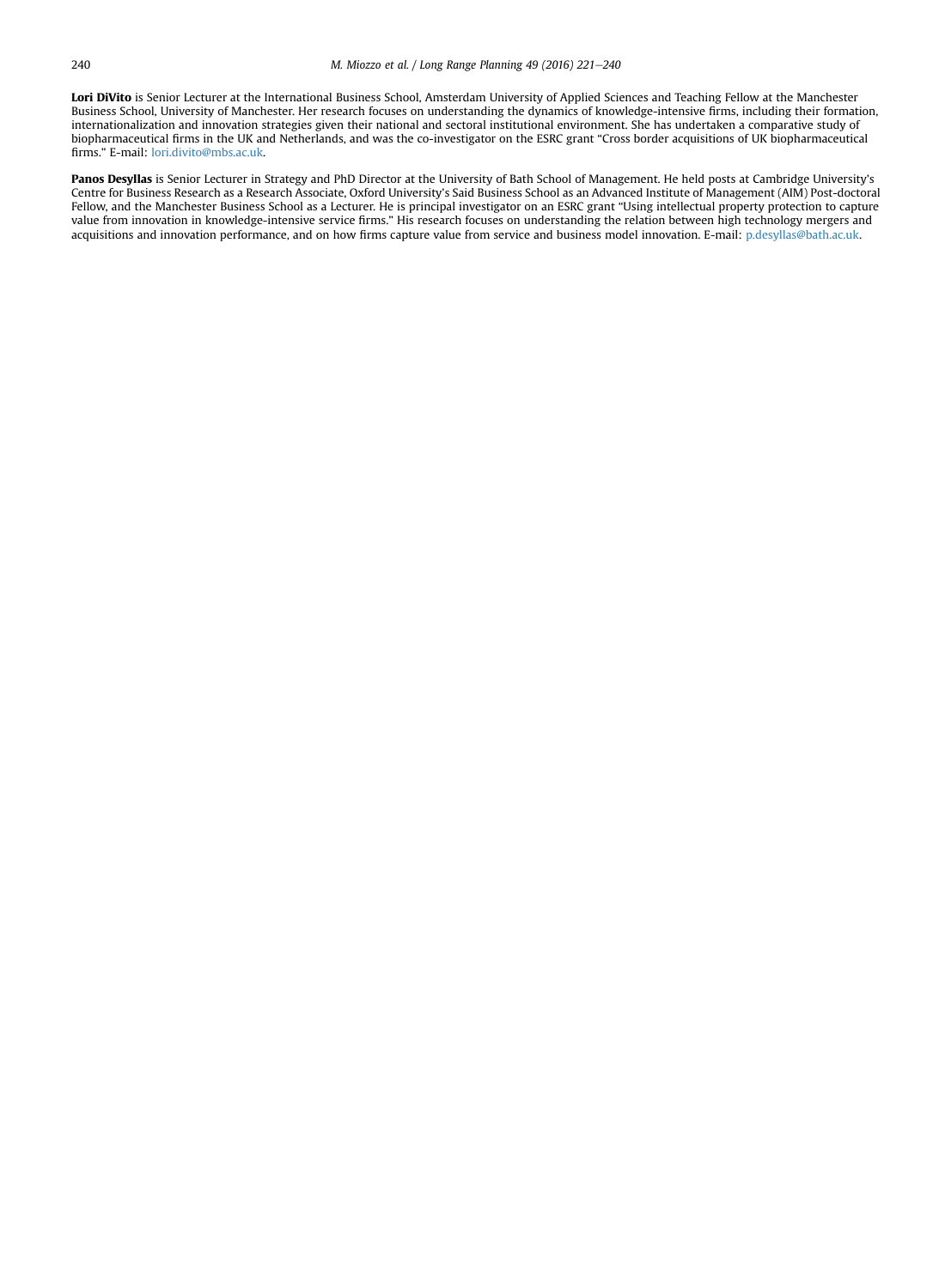**Lori DiVito** is Senior Lecturer at the International Business School, Amsterdam University of Applied Sciences and Teaching Fellow at the Manchester Business School, University of Manchester. Her research focuses on understanding the dynamics of knowledge-intensive firms, including their formation, internationalization and innovation strategies given their national and sectoral institutional environment. She has undertaken a comparative study of biopharmaceutical firms in the UK and Netherlands, and was the co-investigator on the ESRC grant "Cross border acquisitions of UK biopharmaceutical firms." E-mail: lori.divito@mbs.ac.uk.

**Panos Desyllas** is Senior Lecturer in Strategy and PhD Director at the University of Bath School of Management. He held posts at Cambridge University's Centre for Business Research as a Research Associate, Oxford University's Said Business School as an Advanced Institute of Management (AIM) Post-doctoral Fellow, and the Manchester Business School as a Lecturer. He is principal investigator on an ESRC grant "Using intellectual property protection to capture value from innovation in knowledge-intensive service firms." His research focuses on understanding the relation between high technology mergers and acquisitions and innovation performance, and on how firms capture value from service and business model innovation. E-mail: p.desyllas@bath.ac.uk.